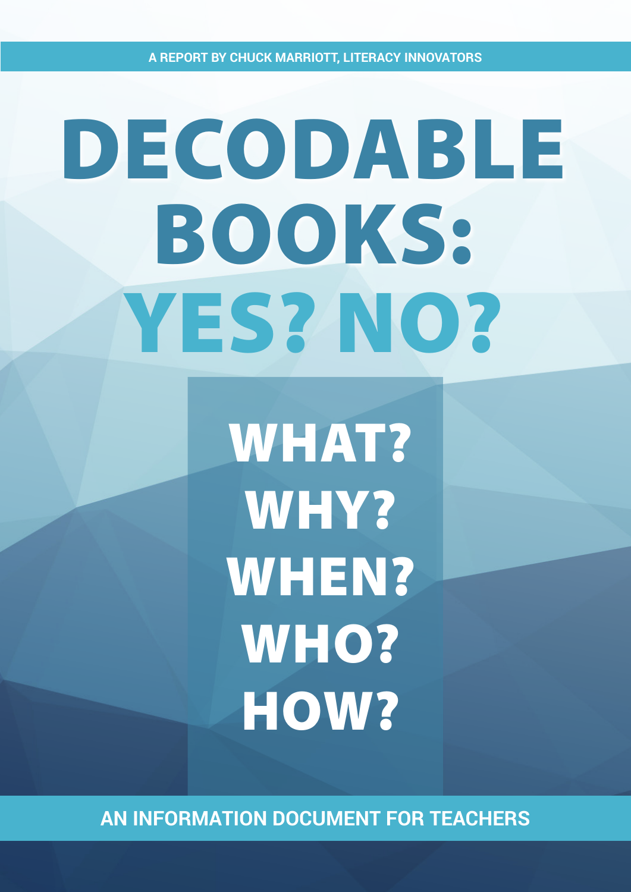A REPORT BY CHUCK MARRIOTT, LITERACY INNOVATORS

# DECODABLE BOOKS: YES? NO?

## WHAT? WHY? WHEN? WHO? HOW?

AN INFORMATION DOCUMENT FOR TEACHERS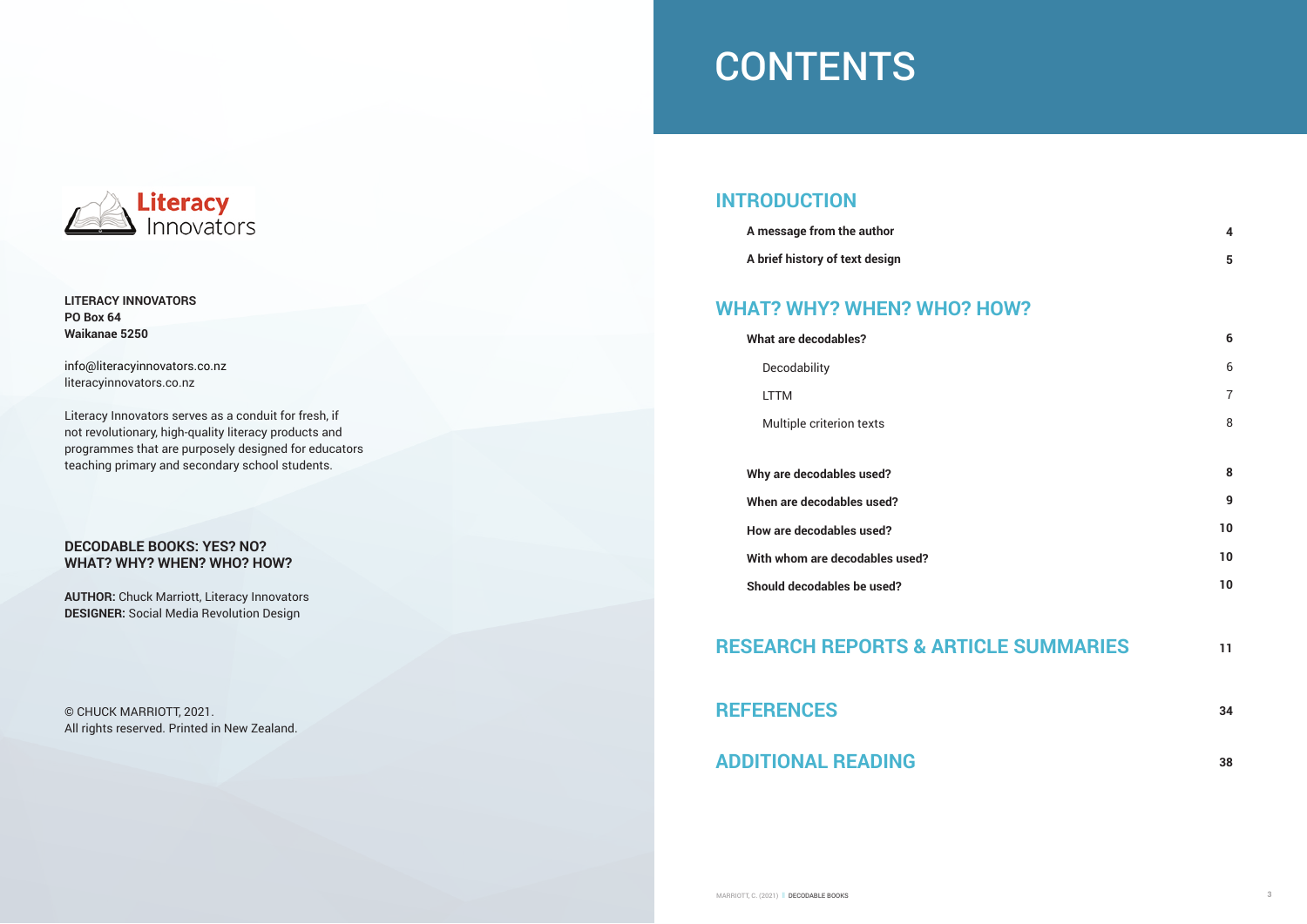Literacy Innovators

**LITERACY INNOVATORS**
**PO Box 64**
**Waikanae 5250**

info@literacyinnovators.co.nz
literacyinnovators.co.nz

Literacy Innovators serves as a conduit for fresh, if not revolutionary, high-quality literacy products and programmes that are purposely designed for educators teaching primary and secondary school students.

**DECODABLE BOOKS: YES? NO?**
**WHAT? WHY? WHEN? WHO? HOW?**

**AUTHOR:** Chuck Marriott, Literacy Innovators
**DESIGNER:** Social Media Revolution Design

© CHUCK MARRIOTT, 2021.
All rights reserved. Printed in New Zealand.

# CONTENTS

## INTRODUCTION

| | |
|---|---|
| **A message from the author** | **4** |
| **A brief history of text design** | **5** |

## WHAT? WHY? WHEN? WHO? HOW?

| | |
|---|---|
| **What are decodables?** | **6** |
| Decodability | 6 |
| LTTM | 7 |
| Multiple criterion texts | 8 |
| **Why are decodables used?** | **8** |
| **When are decodables used?** | **9** |
| **How are decodables used?** | **10** |
| **With whom are decodables used?** | **10** |
| **Should decodables be used?** | **10** |

## RESEARCH REPORTS & ARTICLE SUMMARIES — 11

## REFERENCES — 34

## ADDITIONAL READING — 38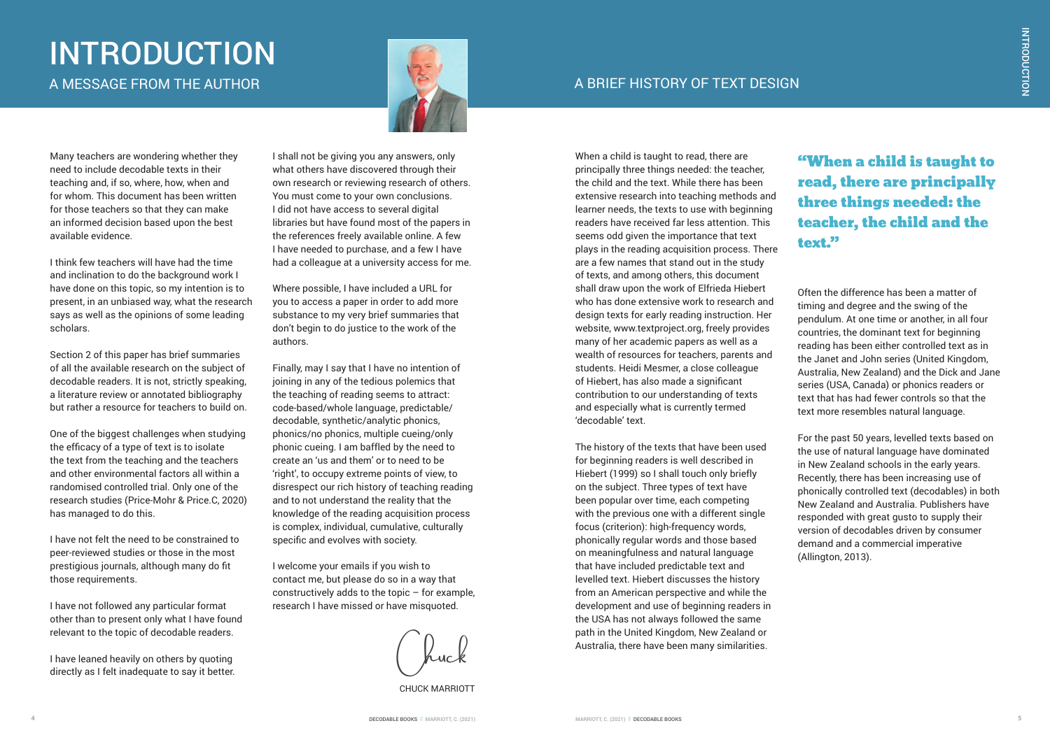# INTRODUCTION

## A MESSAGE FROM THE AUTHOR

Many teachers are wondering whether they need to include decodable texts in their teaching and, if so, where, how, when and for whom. This document has been written for those teachers so that they can make an informed decision based upon the best available evidence.

I think few teachers will have had the time and inclination to do the background work I have done on this topic, so my intention is to present, in an unbiased way, what the research says as well as the opinions of some leading scholars.

Section 2 of this paper has brief summaries of all the available research on the subject of decodable readers. It is not, strictly speaking, a literature review or annotated bibliography but rather a resource for teachers to build on.

One of the biggest challenges when studying the efficacy of a type of text is to isolate the text from the teaching and the teachers and other environmental factors all within a randomised controlled trial. Only one of the research studies (Price-Mohr & Price.C, 2020) has managed to do this.

I have not felt the need to be constrained to peer-reviewed studies or those in the most prestigious journals, although many do fit those requirements.

I have not followed any particular format other than to present only what I have found relevant to the topic of decodable readers.

I have leaned heavily on others by quoting directly as I felt inadequate to say it better.

I shall not be giving you any answers, only what others have discovered through their own research or reviewing research of others. You must come to your own conclusions. I did not have access to several digital libraries but have found most of the papers in the references freely available online. A few I have needed to purchase, and a few I have had a colleague at a university access for me.

Where possible, I have included a URL for you to access a paper in order to add more substance to my very brief summaries that don't begin to do justice to the work of the authors.

Finally, may I say that I have no intention of joining in any of the tedious polemics that the teaching of reading seems to attract: code-based/whole language, predictable/decodable, synthetic/analytic phonics, phonics/no phonics, multiple cueing/only phonic cueing. I am baffled by the need to create an 'us and them' or to need to be 'right', to occupy extreme points of view, to disrespect our rich history of teaching reading and to not understand the reality that the knowledge of the reading acquisition process is complex, individual, cumulative, culturally specific and evolves with society.

I welcome your emails if you wish to contact me, but please do so in a way that constructively adds to the topic – for example, research I have missed or have misquoted.

Chuck

CHUCK MARRIOTT

## A BRIEF HISTORY OF TEXT DESIGN

When a child is taught to read, there are principally three things needed: the teacher, the child and the text. While there has been extensive research into teaching methods and learner needs, the texts to use with beginning readers have received far less attention. This seems odd given the importance that text plays in the reading acquisition process. There are a few names that stand out in the study of texts, and among others, this document shall draw upon the work of Elfrieda Hiebert who has done extensive work to research and design texts for early reading instruction. Her website, www.textproject.org, freely provides many of her academic papers as well as a wealth of resources for teachers, parents and students. Heidi Mesmer, a close colleague of Hiebert, has also made a significant contribution to our understanding of texts and especially what is currently termed 'decodable' text.

The history of the texts that have been used for beginning readers is well described in Hiebert (1999) so I shall touch only briefly on the subject. Three types of text have been popular over time, each competing with the previous one with a different single focus (criterion): high-frequency words, phonically regular words and those based on meaningfulness and natural language that have included predictable text and levelled text. Hiebert discusses the history from an American perspective and while the development and use of beginning readers in the USA has not always followed the same path in the United Kingdom, New Zealand or Australia, there have been many similarities.

> **"When a child is taught to read, there are principally three things needed: the teacher, the child and the text."**

Often the difference has been a matter of timing and degree and the swing of the pendulum. At one time or another, in all four countries, the dominant text for beginning reading has been either controlled text as in the Janet and John series (United Kingdom, Australia, New Zealand) and the Dick and Jane series (USA, Canada) or phonics readers or text that has had fewer controls so that the text more resembles natural language.

For the past 50 years, levelled texts based on the use of natural language have dominated in New Zealand schools in the early years. Recently, there has been increasing use of phonically controlled text (decodables) in both New Zealand and Australia. Publishers have responded with great gusto to supply their version of decodables driven by consumer demand and a commercial imperative (Allington, 2013).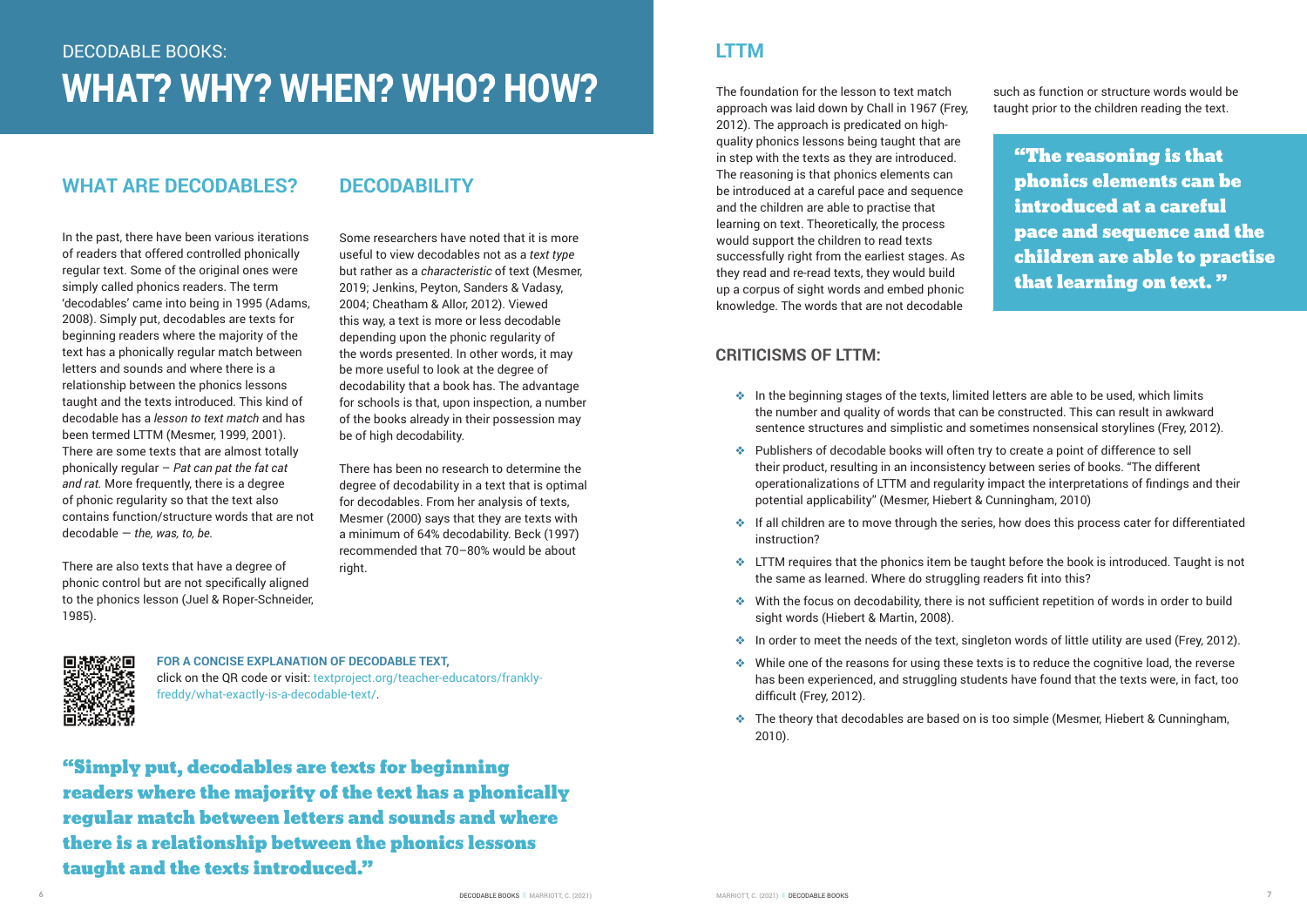DECODABLE BOOKS:

# WHAT? WHY? WHEN? WHO? HOW?

## WHAT ARE DECODABLES?

In the past, there have been various iterations of readers that offered controlled phonically regular text. Some of the original ones were simply called phonics readers. The term 'decodables' came into being in 1995 (Adams, 2008). Simply put, decodables are texts for beginning readers where the majority of the text has a phonically regular match between letters and sounds and where there is a relationship between the phonics lessons taught and the texts introduced. This kind of decodable has a *lesson to text match* and has been termed LTTM (Mesmer, 1999, 2001). There are some texts that are almost totally phonically regular – *Pat can pat the fat cat and rat.* More frequently, there is a degree of phonic regularity so that the text also contains function/structure words that are not decodable — *the, was, to, be.*

There are also texts that have a degree of phonic control but are not specifically aligned to the phonics lesson (Juel & Roper-Schneider, 1985).

## DECODABILITY

Some researchers have noted that it is more useful to view decodables not as a *text type* but rather as a *characteristic* of text (Mesmer, 2019; Jenkins, Peyton, Sanders & Vadasy, 2004; Cheatham & Allor, 2012). Viewed this way, a text is more or less decodable depending upon the phonic regularity of the words presented. In other words, it may be more useful to look at the degree of decodability that a book has. The advantage for schools is that, upon inspection, a number of the books already in their possession may be of high decodability.

There has been no research to determine the degree of decodability in a text that is optimal for decodables. From her analysis of texts, Mesmer (2000) says that they are texts with a minimum of 64% decodability. Beck (1997) recommended that 70–80% would be about right.

**FOR A CONCISE EXPLANATION OF DECODABLE TEXT,**
click on the QR code or visit: textproject.org/teacher-educators/frankly-freddy/what-exactly-is-a-decodable-text/.

> **"Simply put, decodables are texts for beginning readers where the majority of the text has a phonically regular match between letters and sounds and where there is a relationship between the phonics lessons taught and the texts introduced."**

## LTTM

The foundation for the lesson to text match approach was laid down by Chall in 1967 (Frey, 2012). The approach is predicated on high-quality phonics lessons being taught that are in step with the texts as they are introduced. The reasoning is that phonics elements can be introduced at a careful pace and sequence and the children are able to practise that learning on text. Theoretically, the process would support the children to read texts successfully right from the earliest stages. As they read and re-read texts, they would build up a corpus of sight words and embed phonic knowledge. The words that are not decodable such as function or structure words would be taught prior to the children reading the text.

> **"The reasoning is that phonics elements can be introduced at a careful pace and sequence and the children are able to practise that learning on text. "**

### CRITICISMS OF LTTM:

- In the beginning stages of the texts, limited letters are able to be used, which limits the number and quality of words that can be constructed. This can result in awkward sentence structures and simplistic and sometimes nonsensical storylines (Frey, 2012).
- Publishers of decodable books will often try to create a point of difference to sell their product, resulting in an inconsistency between series of books. "The different operationalizations of LTTM and regularity impact the interpretations of findings and their potential applicability" (Mesmer, Hiebert & Cunningham, 2010)
- If all children are to move through the series, how does this process cater for differentiated instruction?
- LTTM requires that the phonics item be taught before the book is introduced. Taught is not the same as learned. Where do struggling readers fit into this?
- With the focus on decodability, there is not sufficient repetition of words in order to build sight words (Hiebert & Martin, 2008).
- In order to meet the needs of the text, singleton words of little utility are used (Frey, 2012).
- While one of the reasons for using these texts is to reduce the cognitive load, the reverse has been experienced, and struggling students have found that the texts were, in fact, too difficult (Frey, 2012).
- The theory that decodables are based on is too simple (Mesmer, Hiebert & Cunningham, 2010).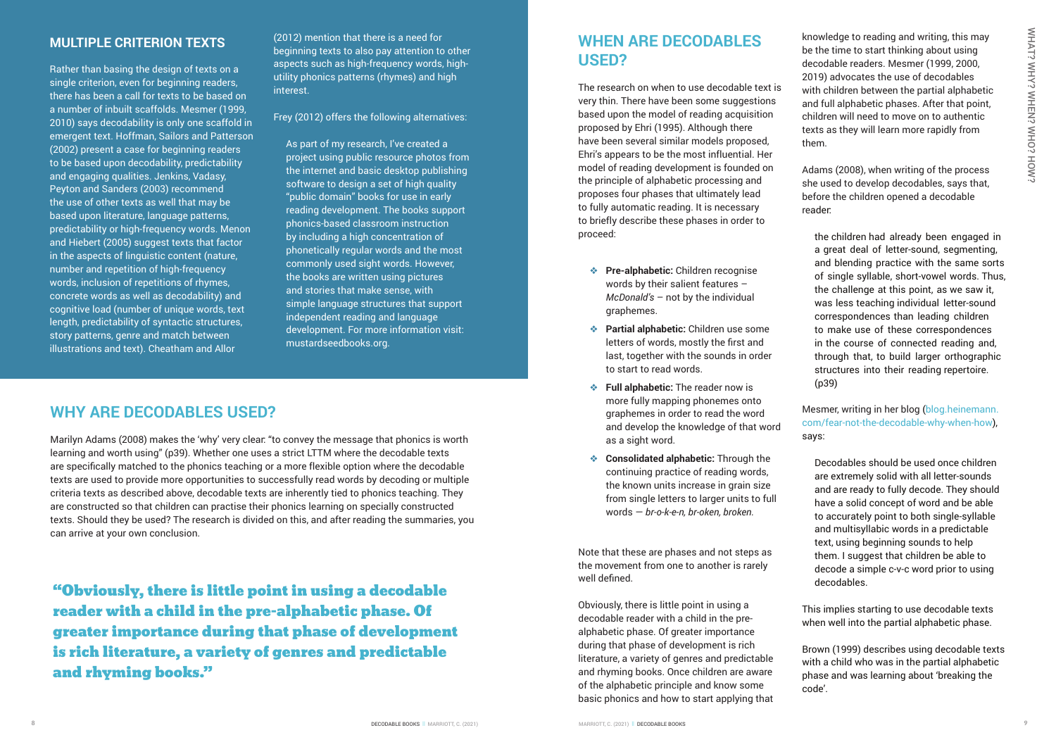## MULTIPLE CRITERION TEXTS

Rather than basing the design of texts on a single criterion, even for beginning readers, there has been a call for texts to be based on a number of inbuilt scaffolds. Mesmer (1999, 2010) says decodability is only one scaffold in emergent text. Hoffman, Sailors and Patterson (2002) present a case for beginning readers to be based upon decodability, predictability and engaging qualities. Jenkins, Vadasy, Peyton and Sanders (2003) recommend the use of other texts as well that may be based upon literature, language patterns, predictability or high-frequency words. Menon and Hiebert (2005) suggest texts that factor in the aspects of linguistic content (nature, number and repetition of high-frequency words, inclusion of repetitions of rhymes, concrete words as well as decodability) and cognitive load (number of unique words, text length, predictability of syntactic structures, story patterns, genre and match between illustrations and text). Cheatham and Allor (2012) mention that there is a need for beginning texts to also pay attention to other aspects such as high-frequency words, high-utility phonics patterns (rhymes) and high interest.

Frey (2012) offers the following alternatives:

> As part of my research, I've created a project using public resource photos from the internet and basic desktop publishing software to design a set of high quality "public domain" books for use in early reading development. The books support phonics-based classroom instruction by including a high concentration of phonetically regular words and the most commonly used sight words. However, the books are written using pictures and stories that make sense, with simple language structures that support independent reading and language development. For more information visit: mustardseedbooks.org.

## WHY ARE DECODABLES USED?

Marilyn Adams (2008) makes the 'why' very clear: "to convey the message that phonics is worth learning and worth using" (p39). Whether one uses a strict LTTM where the decodable texts are specifically matched to the phonics teaching or a more flexible option where the decodable texts are used to provide more opportunities to successfully read words by decoding or multiple criteria texts as described above, decodable texts are inherently tied to phonics teaching. They are constructed so that children can practise their phonics learning on specially constructed texts. Should they be used? The research is divided on this, and after reading the summaries, you can arrive at your own conclusion.

> **"Obviously, there is little point in using a decodable reader with a child in the pre-alphabetic phase. Of greater importance during that phase of development is rich literature, a variety of genres and predictable and rhyming books."**

## WHEN ARE DECODABLES USED?

The research on when to use decodable text is very thin. There have been some suggestions based upon the model of reading acquisition proposed by Ehri (1995). Although there have been several similar models proposed, Ehri's appears to be the most influential. Her model of reading development is founded on the principle of alphabetic processing and proposes four phases that ultimately lead to fully automatic reading. It is necessary to briefly describe these phases in order to proceed:

- **Pre-alphabetic:** Children recognise words by their salient features – *McDonald's* – not by the individual graphemes.
- **Partial alphabetic:** Children use some letters of words, mostly the first and last, together with the sounds in order to start to read words.
- **Full alphabetic:** The reader now is more fully mapping phonemes onto graphemes in order to read the word and develop the knowledge of that word as a sight word.
- **Consolidated alphabetic:** Through the continuing practice of reading words, the known units increase in grain size from single letters to larger units to full words — *br-o-k-e-n, br-oken, broken.*

Note that these are phases and not steps as the movement from one to another is rarely well defined.

Obviously, there is little point in using a decodable reader with a child in the pre-alphabetic phase. Of greater importance during that phase of development is rich literature, a variety of genres and predictable and rhyming books. Once children are aware of the alphabetic principle and know some basic phonics and how to start applying that knowledge to reading and writing, this may be the time to start thinking about using decodable readers. Mesmer (1999, 2000, 2019) advocates the use of decodables with children between the partial alphabetic and full alphabetic phases. After that point, children will need to move on to authentic texts as they will learn more rapidly from them.

Adams (2008), when writing of the process she used to develop decodables, says that, before the children opened a decodable reader:

> the children had already been engaged in a great deal of letter-sound, segmenting, and blending practice with the same sorts of single syllable, short-vowel words. Thus, the challenge at this point, as we saw it, was less teaching individual letter-sound correspondences than leading children to make use of these correspondences in the course of connected reading and, through that, to build larger orthographic structures into their reading repertoire. (p39)

Mesmer, writing in her blog (blog.heinemann.com/fear-not-the-decodable-why-when-how), says:

> Decodables should be used once children are extremely solid with all letter-sounds and are ready to fully decode. They should have a solid concept of word and be able to accurately point to both single-syllable and multisyllabic words in a predictable text, using beginning sounds to help them. I suggest that children be able to decode a simple c-v-c word prior to using decodables.

This implies starting to use decodable texts when well into the partial alphabetic phase.

Brown (1999) describes using decodable texts with a child who was in the partial alphabetic phase and was learning about 'breaking the code'.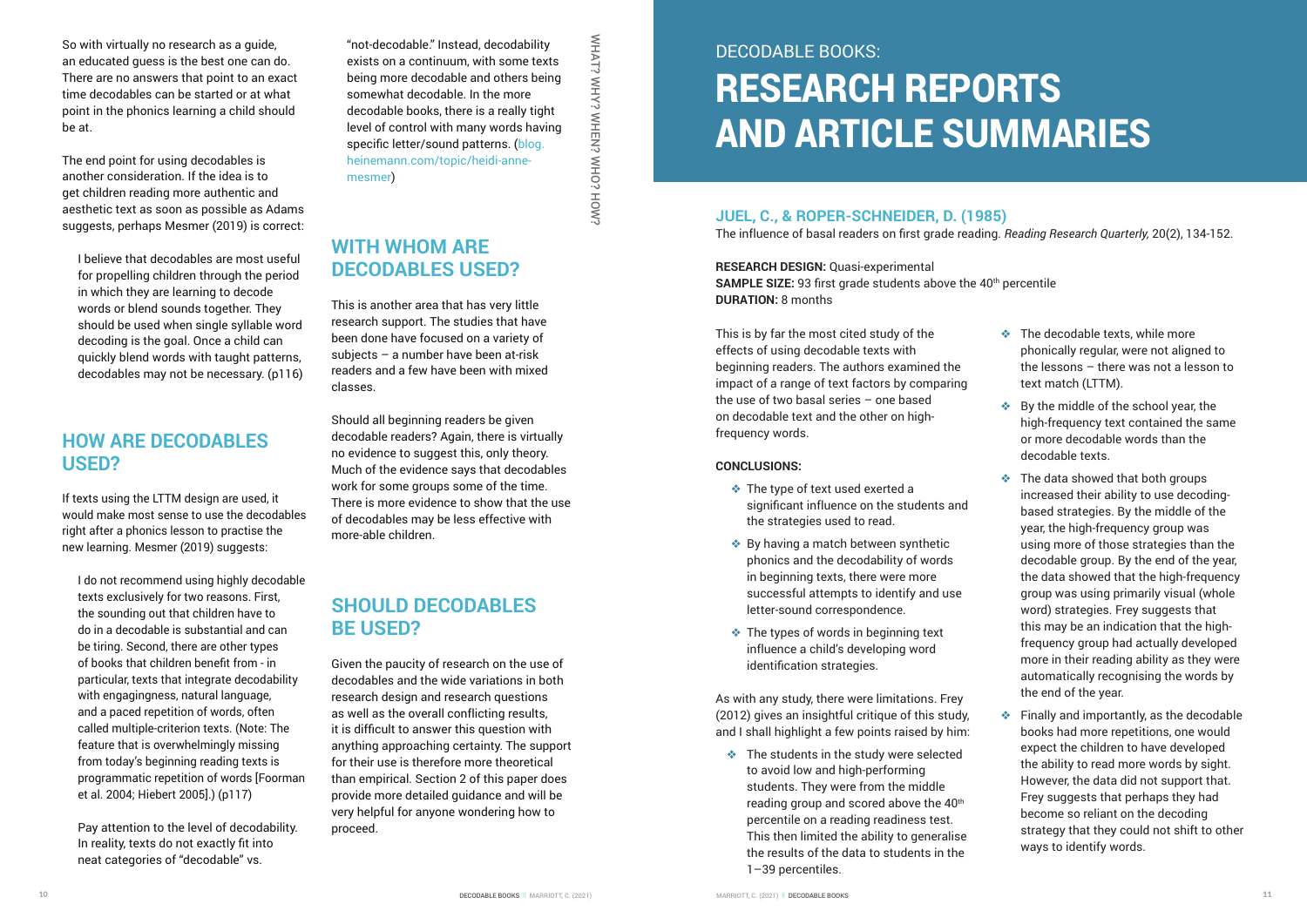So with virtually no research as a guide, an educated guess is the best one can do. There are no answers that point to an exact time decodables can be started or at what point in the phonics learning a child should be at.

The end point for using decodables is another consideration. If the idea is to get children reading more authentic and aesthetic text as soon as possible as Adams suggests, perhaps Mesmer (2019) is correct:

> I believe that decodables are most useful for propelling children through the period in which they are learning to decode words or blend sounds together. They should be used when single syllable word decoding is the goal. Once a child can quickly blend words with taught patterns, decodables may not be necessary. (p116)

## HOW ARE DECODABLES USED?

If texts using the LTTM design are used, it would make most sense to use the decodables right after a phonics lesson to practise the new learning. Mesmer (2019) suggests:

> I do not recommend using highly decodable texts exclusively for two reasons. First, the sounding out that children have to do in a decodable is substantial and can be tiring. Second, there are other types of books that children benefit from - in particular, texts that integrate decodability with engagingness, natural language, and a paced repetition of words, often called multiple-criterion texts. (Note: The feature that is overwhelmingly missing from today's beginning reading texts is programmatic repetition of words [Foorman et al. 2004; Hiebert 2005].) (p117)
>
> Pay attention to the level of decodability. In reality, texts do not exactly fit into neat categories of "decodable" vs. "not-decodable." Instead, decodability exists on a continuum, with some texts being more decodable and others being somewhat decodable. In the more decodable books, there is a really tight level of control with many words having specific letter/sound patterns. (blog.heinemann.com/topic/heidi-anne-mesmer)

## WITH WHOM ARE DECODABLES USED?

This is another area that has very little research support. The studies that have been done have focused on a variety of subjects – a number have been at-risk readers and a few have been with mixed classes.

Should all beginning readers be given decodable readers? Again, there is virtually no evidence to suggest this, only theory. Much of the evidence says that decodables work for some groups some of the time. There is more evidence to show that the use of decodables may be less effective with more-able children.

## SHOULD DECODABLES BE USED?

Given the paucity of research on the use of decodables and the wide variations in both research design and research questions as well as the overall conflicting results, it is difficult to answer this question with anything approaching certainty. The support for their use is therefore more theoretical than empirical. Section 2 of this paper does provide more detailed guidance and will be very helpful for anyone wondering how to proceed.

# DECODABLE BOOKS: RESEARCH REPORTS AND ARTICLE SUMMARIES

### JUEL, C., & ROPER-SCHNEIDER, D. (1985)

The influence of basal readers on first grade reading. *Reading Research Quarterly,* 20(2), 134-152.

**RESEARCH DESIGN:** Quasi-experimental
**SAMPLE SIZE:** 93 first grade students above the 40th percentile
**DURATION:** 8 months

This is by far the most cited study of the effects of using decodable texts with beginning readers. The authors examined the impact of a range of text factors by comparing the use of two basal series – one based on decodable text and the other on high-frequency words.

**CONCLUSIONS:**

- The type of text used exerted a significant influence on the students and the strategies used to read.
- By having a match between synthetic phonics and the decodability of words in beginning texts, there were more successful attempts to identify and use letter-sound correspondence.
- The types of words in beginning text influence a child's developing word identification strategies.

As with any study, there were limitations. Frey (2012) gives an insightful critique of this study, and I shall highlight a few points raised by him:

- The students in the study were selected to avoid low and high-performing students. They were from the middle reading group and scored above the 40th percentile on a reading readiness test. This then limited the ability to generalise the results of the data to students in the 1–39 percentiles.
- The decodable texts, while more phonically regular, were not aligned to the lessons – there was not a lesson to text match (LTTM).
- By the middle of the school year, the high-frequency text contained the same or more decodable words than the decodable texts.
- The data showed that both groups increased their ability to use decoding-based strategies. By the middle of the year, the high-frequency group was using more of those strategies than the decodable group. By the end of the year, the data showed that the high-frequency group was using primarily visual (whole word) strategies. Frey suggests that this may be an indication that the high-frequency group had actually developed more in their reading ability as they were automatically recognising the words by the end of the year.
- Finally and importantly, as the decodable books had more repetitions, one would expect the children to have developed the ability to read more words by sight. However, the data did not support that. Frey suggests that perhaps they had become so reliant on the decoding strategy that they could not shift to other ways to identify words.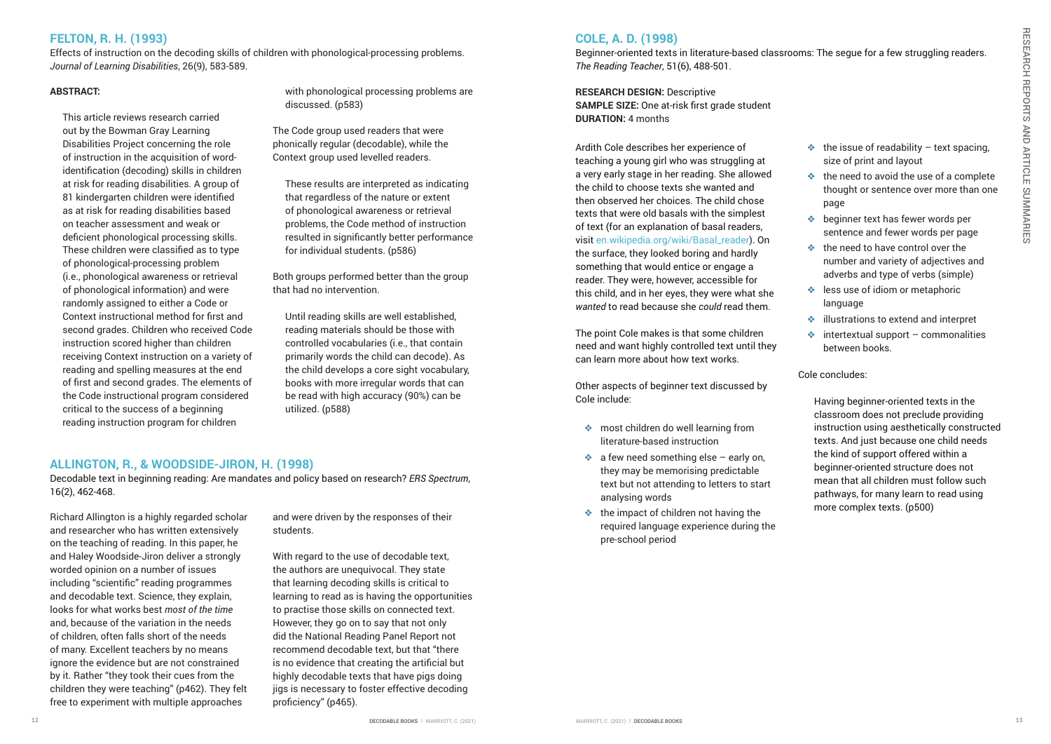## FELTON, R. H. (1993)

Effects of instruction on the decoding skills of children with phonological-processing problems. *Journal of Learning Disabilities*, 26(9), 583-589.

**ABSTRACT:**

> This article reviews research carried out by the Bowman Gray Learning Disabilities Project concerning the role of instruction in the acquisition of word-identification (decoding) skills in children at risk for reading disabilities. A group of 81 kindergarten children were identified as at risk for reading disabilities based on teacher assessment and weak or deficient phonological processing skills. These children were classified as to type of phonological-processing problem (i.e., phonological awareness or retrieval of phonological information) and were randomly assigned to either a Code or Context instructional method for first and second grades. Children who received Code instruction scored higher than children receiving Context instruction on a variety of reading and spelling measures at the end of first and second grades. The elements of the Code instructional program considered critical to the success of a beginning reading instruction program for children with phonological processing problems are discussed. (p583)

The Code group used readers that were phonically regular (decodable), while the Context group used levelled readers.

> These results are interpreted as indicating that regardless of the nature or extent of phonological awareness or retrieval problems, the Code method of instruction resulted in significantly better performance for individual students. (p586)

Both groups performed better than the group that had no intervention.

> Until reading skills are well established, reading materials should be those with controlled vocabularies (i.e., that contain primarily words the child can decode). As the child develops a core sight vocabulary, books with more irregular words that can be read with high accuracy (90%) can be utilized. (p588)

## ALLINGTON, R., & WOODSIDE-JIRON, H. (1998)

Decodable text in beginning reading: Are mandates and policy based on research? *ERS Spectrum*, 16(2), 462-468.

Richard Allington is a highly regarded scholar and researcher who has written extensively on the teaching of reading. In this paper, he and Haley Woodside-Jiron deliver a strongly worded opinion on a number of issues including "scientific" reading programmes and decodable text. Science, they explain, looks for what works best *most of the time* and, because of the variation in the needs of children, often falls short of the needs of many. Excellent teachers by no means ignore the evidence but are not constrained by it. Rather "they took their cues from the children they were teaching" (p462). They felt free to experiment with multiple approaches and were driven by the responses of their students.

With regard to the use of decodable text, the authors are unequivocal. They state that learning decoding skills is critical to learning to read as is having the opportunities to practise those skills on connected text. However, they go on to say that not only did the National Reading Panel Report not recommend decodable text, but that "there is no evidence that creating the artificial but highly decodable texts that have pigs doing jigs is necessary to foster effective decoding proficiency" (p465).

## COLE, A. D. (1998)

Beginner-oriented texts in literature-based classrooms: The segue for a few struggling readers. *The Reading Teacher*, 51(6), 488-501.

**RESEARCH DESIGN:** Descriptive
**SAMPLE SIZE:** One at-risk first grade student
**DURATION:** 4 months

Ardith Cole describes her experience of teaching a young girl who was struggling at a very early stage in her reading. She allowed the child to choose texts she wanted and then observed her choices. The child chose texts that were old basals with the simplest of text (for an explanation of basal readers, visit en.wikipedia.org/wiki/Basal_reader). On the surface, they looked boring and hardly something that would entice or engage a reader. They were, however, accessible for this child, and in her eyes, they were what she *wanted* to read because she *could* read them.

The point Cole makes is that some children need and want highly controlled text until they can learn more about how text works.

Other aspects of beginner text discussed by Cole include:

- most children do well learning from literature-based instruction
- a few need something else – early on, they may be memorising predictable text but not attending to letters to start analysing words
- the impact of children not having the required language experience during the pre-school period
- the issue of readability – text spacing, size of print and layout
- the need to avoid the use of a complete thought or sentence over more than one page
- beginner text has fewer words per sentence and fewer words per page
- the need to have control over the number and variety of adjectives and adverbs and type of verbs (simple)
- less use of idiom or metaphoric language
- illustrations to extend and interpret
- intertextual support – commonalities between books.

Cole concludes:

> Having beginner-oriented texts in the classroom does not preclude providing instruction using aesthetically constructed texts. And just because one child needs the kind of support offered within a beginner-oriented structure does not mean that all children must follow such pathways, for many learn to read using more complex texts. (p500)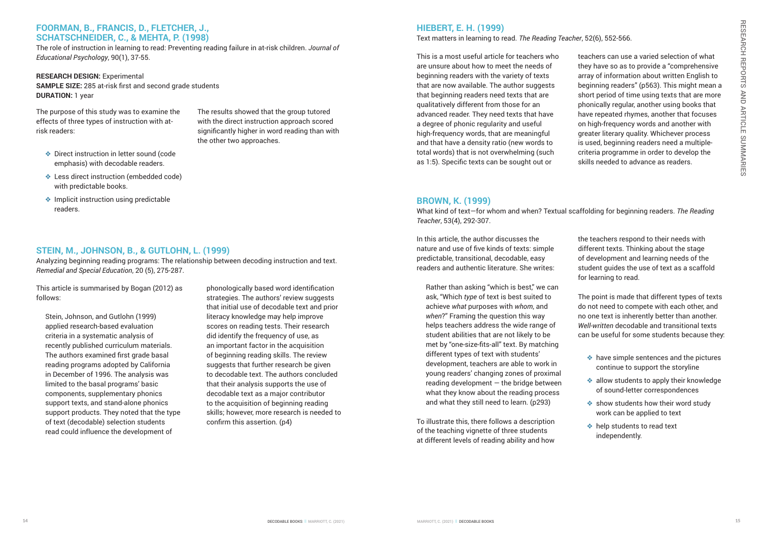## FOORMAN, B., FRANCIS, D., FLETCHER, J., SCHATSCHNEIDER, C., & MEHTA, P. (1998)

The role of instruction in learning to read: Preventing reading failure in at-risk children. *Journal of Educational Psychology*, 90(1), 37-55.

**RESEARCH DESIGN:** Experimental
**SAMPLE SIZE:** 285 at-risk first and second grade students
**DURATION:** 1 year

The purpose of this study was to examine the effects of three types of instruction with at-risk readers:

- Direct instruction in letter sound (code emphasis) with decodable readers.
- Less direct instruction (embedded code) with predictable books.
- Implicit instruction using predictable readers.

The results showed that the group tutored with the direct instruction approach scored significantly higher in word reading than with the other two approaches.

## STEIN, M., JOHNSON, B., & GUTLOHN, L. (1999)

Analyzing beginning reading programs: The relationship between decoding instruction and text. *Remedial and Special Education*, 20 (5), 275-287.

This article is summarised by Bogan (2012) as follows:

> Stein, Johnson, and Gutlohn (1999) applied research-based evaluation criteria in a systematic analysis of recently published curriculum materials. The authors examined first grade basal reading programs adopted by California in December of 1996. The analysis was limited to the basal programs' basic components, supplementary phonics support texts, and stand-alone phonics support products. They noted that the type of text (decodable) selection students read could influence the development of phonologically based word identification strategies. The authors' review suggests that initial use of decodable text and prior literacy knowledge may help improve scores on reading tests. Their research did identify the frequency of use, as an important factor in the acquisition of beginning reading skills. The review suggests that further research be given to decodable text. The authors concluded that their analysis supports the use of decodable text as a major contributor to the acquisition of beginning reading skills; however, more research is needed to confirm this assertion. (p4)

## HIEBERT, E. H. (1999)

Text matters in learning to read. *The Reading Teacher*, 52(6), 552-566.

This is a most useful article for teachers who are unsure about how to meet the needs of beginning readers with the variety of texts that are now available. The author suggests that beginning readers need texts that are qualitatively different from those for an advanced reader. They need texts that have a degree of phonic regularity and useful high-frequency words, that are meaningful and that have a density ratio (new words to total words) that is not overwhelming (such as 1:5). Specific texts can be sought out or teachers can use a varied selection of what they have so as to provide a "comprehensive array of information about written English to beginning readers" (p563). This might mean a short period of time using texts that are more phonically regular, another using books that have repeated rhymes, another that focuses on high-frequency words and another with greater literary quality. Whichever process is used, beginning readers need a multiple-criteria programme in order to develop the skills needed to advance as readers.

## BROWN, K. (1999)

What kind of text—for whom and when? Textual scaffolding for beginning readers. *The Reading Teacher*, 53(4), 292-307.

In this article, the author discusses the nature and use of five kinds of texts: simple predictable, transitional, decodable, easy readers and authentic literature. She writes:

> Rather than asking "which is best," we can ask, "Which *type* of text is best suited to achieve *what* purposes with *whom*, and *when*?" Framing the question this way helps teachers address the wide range of student abilities that are not likely to be met by "one-size-fits-all" text. By matching different types of text with students' development, teachers are able to work in young readers' changing zones of proximal reading development — the bridge between what they know about the reading process and what they still need to learn. (p293)

To illustrate this, there follows a description of the teaching vignette of three students at different levels of reading ability and how the teachers respond to their needs with different texts. Thinking about the stage of development and learning needs of the student guides the use of text as a scaffold for learning to read.

The point is made that different types of texts do not need to compete with each other, and no one text is inherently better than another. *Well-written* decodable and transitional texts can be useful for some students because they:

- have simple sentences and the pictures continue to support the storyline
- allow students to apply their knowledge of sound-letter correspondences
- show students how their word study work can be applied to text
- help students to read text independently.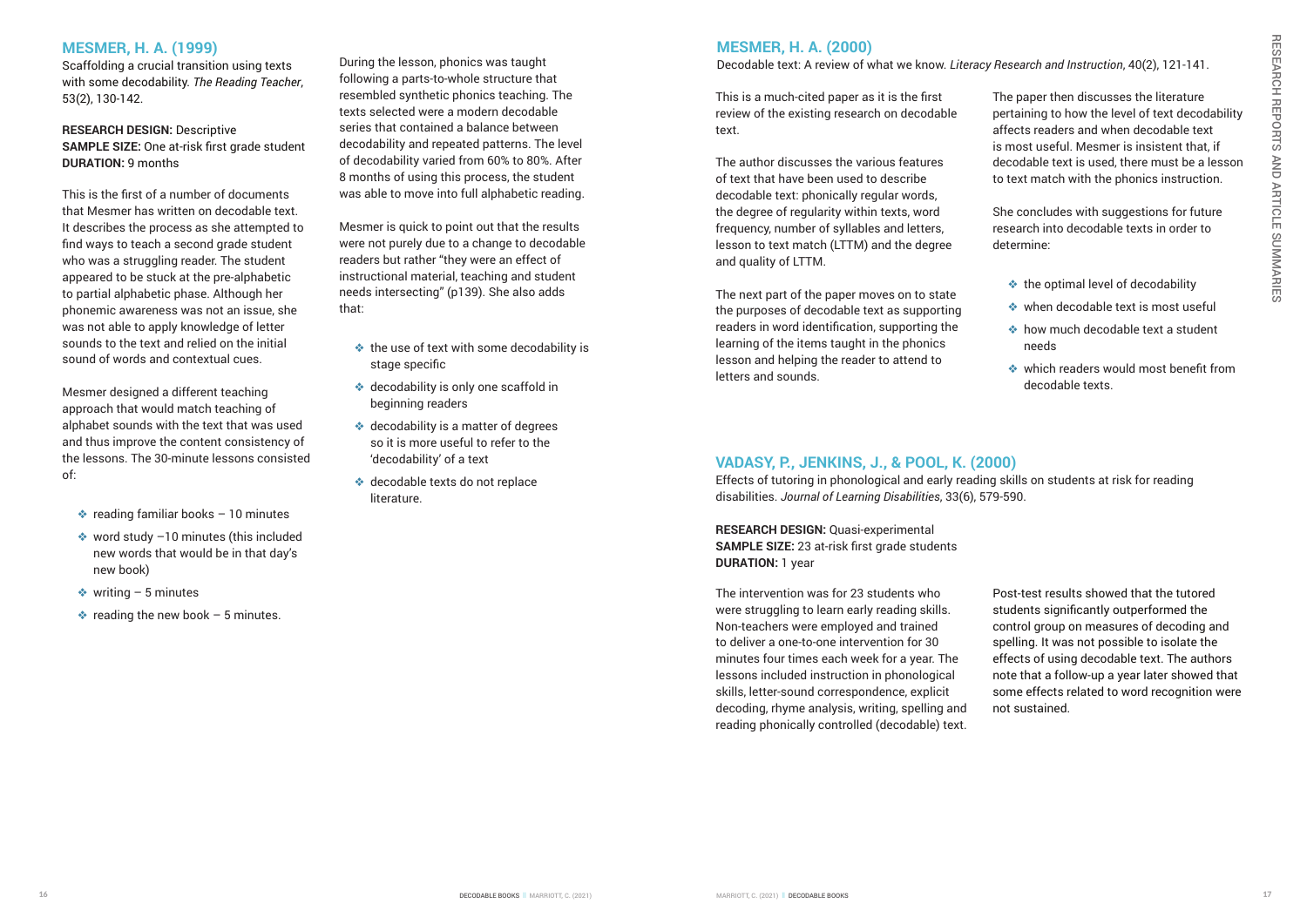## MESMER, H. A. (1999)

Scaffolding a crucial transition using texts with some decodability. *The Reading Teacher*, 53(2), 130-142.

**RESEARCH DESIGN:** Descriptive
**SAMPLE SIZE:** One at-risk first grade student
**DURATION:** 9 months

This is the first of a number of documents that Mesmer has written on decodable text. It describes the process as she attempted to find ways to teach a second grade student who was a struggling reader. The student appeared to be stuck at the pre-alphabetic to partial alphabetic phase. Although her phonemic awareness was not an issue, she was not able to apply knowledge of letter sounds to the text and relied on the initial sound of words and contextual cues.

Mesmer designed a different teaching approach that would match teaching of alphabet sounds with the text that was used and thus improve the content consistency of the lessons. The 30-minute lessons consisted of:

- reading familiar books – 10 minutes
- word study –10 minutes (this included new words that would be in that day's new book)
- writing – 5 minutes
- reading the new book – 5 minutes.

During the lesson, phonics was taught following a parts-to-whole structure that resembled synthetic phonics teaching. The texts selected were a modern decodable series that contained a balance between decodability and repeated patterns. The level of decodability varied from 60% to 80%. After 8 months of using this process, the student was able to move into full alphabetic reading.

Mesmer is quick to point out that the results were not purely due to a change to decodable readers but rather "they were an effect of instructional material, teaching and student needs intersecting" (p139). She also adds that:

- the use of text with some decodability is stage specific
- decodability is only one scaffold in beginning readers
- decodability is a matter of degrees so it is more useful to refer to the 'decodability' of a text
- decodable texts do not replace literature.

## MESMER, H. A. (2000)

Decodable text: A review of what we know. *Literacy Research and Instruction*, 40(2), 121-141.

This is a much-cited paper as it is the first review of the existing research on decodable text.

The author discusses the various features of text that have been used to describe decodable text: phonically regular words, the degree of regularity within texts, word frequency, number of syllables and letters, lesson to text match (LTTM) and the degree and quality of LTTM.

The next part of the paper moves on to state the purposes of decodable text as supporting readers in word identification, supporting the learning of the items taught in the phonics lesson and helping the reader to attend to letters and sounds.

The paper then discusses the literature pertaining to how the level of text decodability affects readers and when decodable text is most useful. Mesmer is insistent that, if decodable text is used, there must be a lesson to text match with the phonics instruction.

She concludes with suggestions for future research into decodable texts in order to determine:

- the optimal level of decodability
- when decodable text is most useful
- how much decodable text a student needs
- which readers would most benefit from decodable texts.

## VADASY, P., JENKINS, J., & POOL, K. (2000)

Effects of tutoring in phonological and early reading skills on students at risk for reading disabilities. *Journal of Learning Disabilities*, 33(6), 579-590.

**RESEARCH DESIGN:** Quasi-experimental
**SAMPLE SIZE:** 23 at-risk first grade students
**DURATION:** 1 year

The intervention was for 23 students who were struggling to learn early reading skills. Non-teachers were employed and trained to deliver a one-to-one intervention for 30 minutes four times each week for a year. The lessons included instruction in phonological skills, letter-sound correspondence, explicit decoding, rhyme analysis, writing, spelling and reading phonically controlled (decodable) text.

Post-test results showed that the tutored students significantly outperformed the control group on measures of decoding and spelling. It was not possible to isolate the effects of using decodable text. The authors note that a follow-up a year later showed that some effects related to word recognition were not sustained.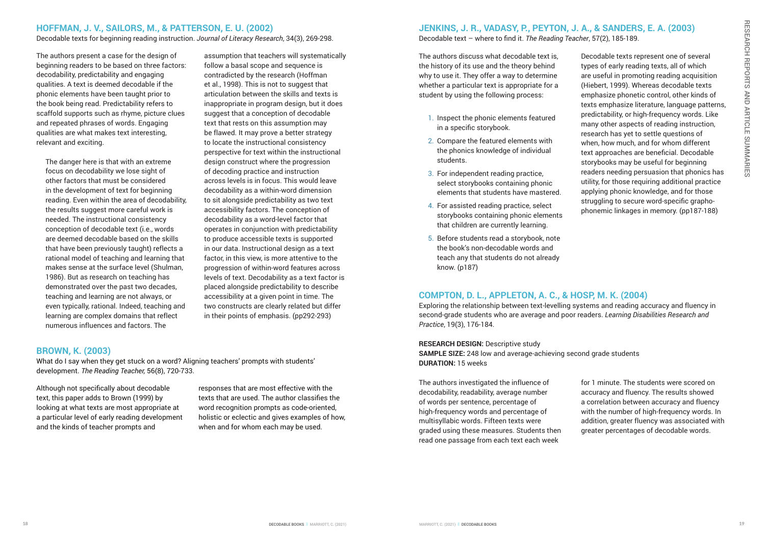## HOFFMAN, J. V., SAILORS, M., & PATTERSON, E. U. (2002)

Decodable texts for beginning reading instruction. *Journal of Literacy Research*, 34(3), 269-298.

The authors present a case for the design of beginning readers to be based on three factors: decodability, predictability and engaging qualities. A text is deemed decodable if the phonic elements have been taught prior to the book being read. Predictability refers to scaffold supports such as rhyme, picture clues and repeated phrases of words. Engaging qualities are what makes text interesting, relevant and exciting.

> The danger here is that with an extreme focus on decodability we lose sight of other factors that must be considered in the development of text for beginning reading. Even within the area of decodability, the results suggest more careful work is needed. The instructional consistency conception of decodable text (i.e., words are deemed decodable based on the skills that have been previously taught) reflects a rational model of teaching and learning that makes sense at the surface level (Shulman, 1986). But as research on teaching has demonstrated over the past two decades, teaching and learning are not always, or even typically, rational. Indeed, teaching and learning are complex domains that reflect numerous influences and factors. The assumption that teachers will systematically follow a basal scope and sequence is contradicted by the research (Hoffman et al., 1998). This is not to suggest that articulation between the skills and texts is inappropriate in program design, but it does suggest that a conception of decodable text that rests on this assumption may be flawed. It may prove a better strategy to locate the instructional consistency perspective for text within the instructional design construct where the progression of decoding practice and instruction across levels is in focus. This would leave decodability as a within-word dimension to sit alongside predictability as two text accessibility factors. The conception of decodability as a word-level factor that operates in conjunction with predictability to produce accessible texts is supported in our data. Instructional design as a text factor, in this view, is more attentive to the progression of within-word features across levels of text. Decodability as a text factor is placed alongside predictability to describe accessibility at a given point in time. The two constructs are clearly related but differ in their points of emphasis. (pp292-293)

## BROWN, K. (2003)

What do I say when they get stuck on a word? Aligning teachers' prompts with students' development. *The Reading Teacher,* 56(8), 720-733.

Although not specifically about decodable text, this paper adds to Brown (1999) by looking at what texts are most appropriate at a particular level of early reading development and the kinds of teacher prompts and responses that are most effective with the texts that are used. The author classifies the word recognition prompts as code-oriented, holistic or eclectic and gives examples of how, when and for whom each may be used.

## JENKINS, J. R., VADASY, P., PEYTON, J. A., & SANDERS, E. A. (2003)

Decodable text – where to find it. *The Reading Teacher*, 57(2), 185-189.

The authors discuss what decodable text is, the history of its use and the theory behind why to use it. They offer a way to determine whether a particular text is appropriate for a student by using the following process:

> 1. Inspect the phonic elements featured in a specific storybook.
> 2. Compare the featured elements with the phonics knowledge of individual students.
> 3. For independent reading practice, select storybooks containing phonic elements that students have mastered.
> 4. For assisted reading practice, select storybooks containing phonic elements that children are currently learning.
> 5. Before students read a storybook, note the book's non-decodable words and teach any that students do not already know. (p187)

Decodable texts represent one of several types of early reading texts, all of which are useful in promoting reading acquisition (Hiebert, 1999). Whereas decodable texts emphasize phonetic control, other kinds of texts emphasize literature, language patterns, predictability, or high-frequency words. Like many other aspects of reading instruction, research has yet to settle questions of when, how much, and for whom different text approaches are beneficial. Decodable storybooks may be useful for beginning readers needing persuasion that phonics has utility, for those requiring additional practice applying phonic knowledge, and for those struggling to secure word-specific grapho-phonemic linkages in memory. (pp187-188)

## COMPTON, D. L., APPLETON, A. C., & HOSP, M. K. (2004)

Exploring the relationship between text-levelling systems and reading accuracy and fluency in second-grade students who are average and poor readers. *Learning Disabilities Research and Practice*, 19(3), 176-184.

**RESEARCH DESIGN:** Descriptive study
**SAMPLE SIZE:** 248 low and average-achieving second grade students
**DURATION:** 15 weeks

The authors investigated the influence of decodability, readability, average number of words per sentence, percentage of high-frequency words and percentage of multisyllabic words. Fifteen texts were graded using these measures. Students then read one passage from each text each week for 1 minute. The students were scored on accuracy and fluency. The results showed a correlation between accuracy and fluency with the number of high-frequency words. In addition, greater fluency was associated with greater percentages of decodable words.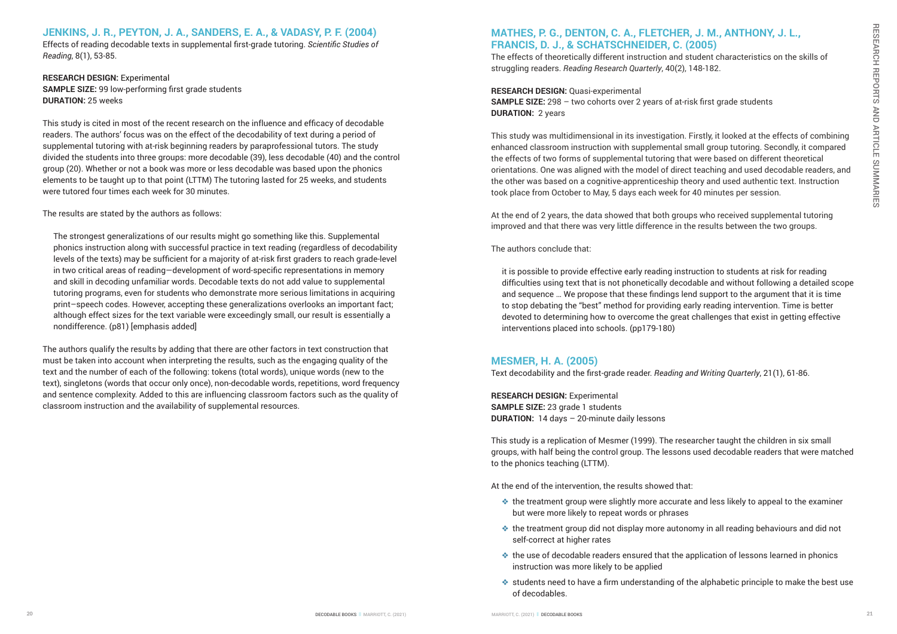## JENKINS, J. R., PEYTON, J. A., SANDERS, E. A., & VADASY, P. F. (2004)

Effects of reading decodable texts in supplemental first-grade tutoring. *Scientific Studies of Reading*, 8(1), 53-85.

**RESEARCH DESIGN:** Experimental
**SAMPLE SIZE:** 99 low-performing first grade students
**DURATION:** 25 weeks

This study is cited in most of the recent research on the influence and efficacy of decodable readers. The authors' focus was on the effect of the decodability of text during a period of supplemental tutoring with at-risk beginning readers by paraprofessional tutors. The study divided the students into three groups: more decodable (39), less decodable (40) and the control group (20). Whether or not a book was more or less decodable was based upon the phonics elements to be taught up to that point (LTTM) The tutoring lasted for 25 weeks, and students were tutored four times each week for 30 minutes.

The results are stated by the authors as follows:

> The strongest generalizations of our results might go something like this. Supplemental phonics instruction along with successful practice in text reading (regardless of decodability levels of the texts) may be sufficient for a majority of at-risk first graders to reach grade-level in two critical areas of reading—development of word-specific representations in memory and skill in decoding unfamiliar words. Decodable texts do not add value to supplemental tutoring programs, even for students who demonstrate more serious limitations in acquiring print–speech codes. However, accepting these generalizations overlooks an important fact; although effect sizes for the text variable were exceedingly small, our result is essentially a nondifference. (p81) [emphasis added]

The authors qualify the results by adding that there are other factors in text construction that must be taken into account when interpreting the results, such as the engaging quality of the text and the number of each of the following: tokens (total words), unique words (new to the text), singletons (words that occur only once), non-decodable words, repetitions, word frequency and sentence complexity. Added to this are influencing classroom factors such as the quality of classroom instruction and the availability of supplemental resources.

## MATHES, P. G., DENTON, C. A., FLETCHER, J. M., ANTHONY, J. L., FRANCIS, D. J., & SCHATSCHNEIDER, C. (2005)

The effects of theoretically different instruction and student characteristics on the skills of struggling readers. *Reading Research Quarterly*, 40(2), 148-182.

**RESEARCH DESIGN:** Quasi-experimental
**SAMPLE SIZE:** 298 – two cohorts over 2 years of at-risk first grade students
**DURATION:** 2 years

This study was multidimensional in its investigation. Firstly, it looked at the effects of combining enhanced classroom instruction with supplemental small group tutoring. Secondly, it compared the effects of two forms of supplemental tutoring that were based on different theoretical orientations. One was aligned with the model of direct teaching and used decodable readers, and the other was based on a cognitive-apprenticeship theory and used authentic text. Instruction took place from October to May, 5 days each week for 40 minutes per session.

At the end of 2 years, the data showed that both groups who received supplemental tutoring improved and that there was very little difference in the results between the two groups.

The authors conclude that:

> it is possible to provide effective early reading instruction to students at risk for reading difficulties using text that is not phonetically decodable and without following a detailed scope and sequence … We propose that these findings lend support to the argument that it is time to stop debating the "best" method for providing early reading intervention. Time is better devoted to determining how to overcome the great challenges that exist in getting effective interventions placed into schools. (pp179-180)

## MESMER, H. A. (2005)

Text decodability and the first-grade reader. *Reading and Writing Quarterly*, 21(1), 61-86.

**RESEARCH DESIGN:** Experimental
**SAMPLE SIZE:** 23 grade 1 students
**DURATION:** 14 days – 20-minute daily lessons

This study is a replication of Mesmer (1999). The researcher taught the children in six small groups, with half being the control group. The lessons used decodable readers that were matched to the phonics teaching (LTTM).

At the end of the intervention, the results showed that:

- the treatment group were slightly more accurate and less likely to appeal to the examiner but were more likely to repeat words or phrases
- the treatment group did not display more autonomy in all reading behaviours and did not self-correct at higher rates
- the use of decodable readers ensured that the application of lessons learned in phonics instruction was more likely to be applied
- students need to have a firm understanding of the alphabetic principle to make the best use of decodables.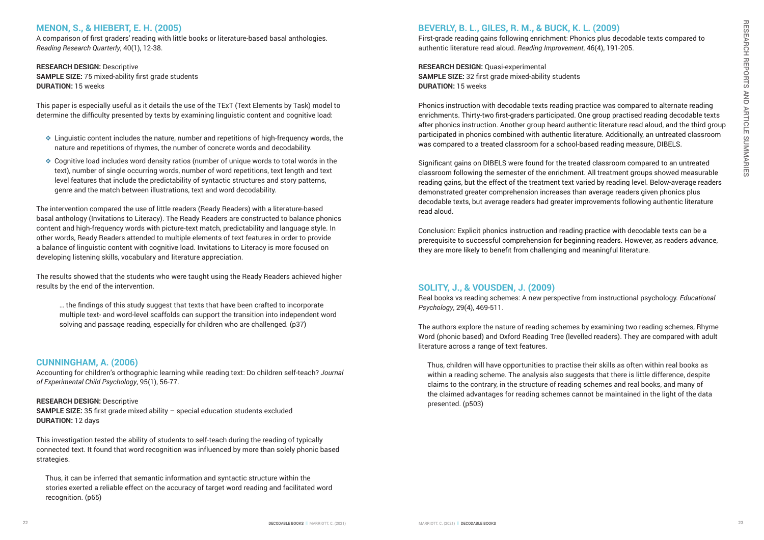## MENON, S., & HIEBERT, E. H. (2005)

A comparison of first graders' reading with little books or literature-based basal anthologies. *Reading Research Quarterly*, 40(1), 12-38.

**RESEARCH DESIGN:** Descriptive
**SAMPLE SIZE:** 75 mixed-ability first grade students
**DURATION:** 15 weeks

This paper is especially useful as it details the use of the TExT (Text Elements by Task) model to determine the difficulty presented by texts by examining linguistic content and cognitive load:

- Linguistic content includes the nature, number and repetitions of high-frequency words, the nature and repetitions of rhymes, the number of concrete words and decodability.
- Cognitive load includes word density ratios (number of unique words to total words in the text), number of single occurring words, number of word repetitions, text length and text level features that include the predictability of syntactic structures and story patterns, genre and the match between illustrations, text and word decodability.

The intervention compared the use of little readers (Ready Readers) with a literature-based basal anthology (Invitations to Literacy). The Ready Readers are constructed to balance phonics content and high-frequency words with picture-text match, predictability and language style. In other words, Ready Readers attended to multiple elements of text features in order to provide a balance of linguistic content with cognitive load. Invitations to Literacy is more focused on developing listening skills, vocabulary and literature appreciation.

The results showed that the students who were taught using the Ready Readers achieved higher results by the end of the intervention.

> … the findings of this study suggest that texts that have been crafted to incorporate multiple text- and word-level scaffolds can support the transition into independent word solving and passage reading, especially for children who are challenged. (p37)

## CUNNINGHAM, A. (2006)

Accounting for children's orthographic learning while reading text: Do children self-teach? *Journal of Experimental Child Psychology*, 95(1), 56-77.

**RESEARCH DESIGN:** Descriptive
**SAMPLE SIZE:** 35 first grade mixed ability – special education students excluded
**DURATION:** 12 days

This investigation tested the ability of students to self-teach during the reading of typically connected text. It found that word recognition was influenced by more than solely phonic based strategies.

> Thus, it can be inferred that semantic information and syntactic structure within the stories exerted a reliable effect on the accuracy of target word reading and facilitated word recognition. (p65)

## BEVERLY, B. L., GILES, R. M., & BUCK, K. L. (2009)

First-grade reading gains following enrichment: Phonics plus decodable texts compared to authentic literature read aloud. *Reading Improvement*, 46(4), 191-205.

**RESEARCH DESIGN:** Quasi-experimental
**SAMPLE SIZE:** 32 first grade mixed-ability students
**DURATION:** 15 weeks

Phonics instruction with decodable texts reading practice was compared to alternate reading enrichments. Thirty-two first-graders participated. One group practised reading decodable texts after phonics instruction. Another group heard authentic literature read aloud, and the third group participated in phonics combined with authentic literature. Additionally, an untreated classroom was compared to a treated classroom for a school-based reading measure, DIBELS.

Significant gains on DIBELS were found for the treated classroom compared to an untreated classroom following the semester of the enrichment. All treatment groups showed measurable reading gains, but the effect of the treatment text varied by reading level. Below-average readers demonstrated greater comprehension increases than average readers given phonics plus decodable texts, but average readers had greater improvements following authentic literature read aloud.

Conclusion: Explicit phonics instruction and reading practice with decodable texts can be a prerequisite to successful comprehension for beginning readers. However, as readers advance, they are more likely to benefit from challenging and meaningful literature.

## SOLITY, J., & VOUSDEN, J. (2009)

Real books vs reading schemes: A new perspective from instructional psychology. *Educational Psychology*, 29(4), 469-511.

The authors explore the nature of reading schemes by examining two reading schemes, Rhyme Word (phonic based) and Oxford Reading Tree (levelled readers). They are compared with adult literature across a range of text features.

> Thus, children will have opportunities to practise their skills as often within real books as within a reading scheme. The analysis also suggests that there is little difference, despite claims to the contrary, in the structure of reading schemes and real books, and many of the claimed advantages for reading schemes cannot be maintained in the light of the data presented. (p503)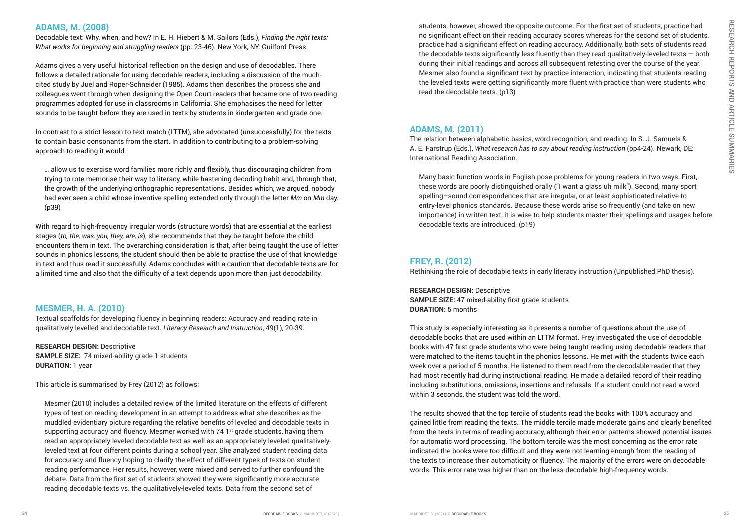## ADAMS, M. (2008)

Decodable text: Why, when, and how? In E. H. Hiebert & M. Sailors (Eds.), *Finding the right texts: What works for beginning and struggling readers* (pp. 23-46). New York, NY: Guilford Press.

Adams gives a very useful historical reflection on the design and use of decodables. There follows a detailed rationale for using decodable readers, including a discussion of the much-cited study by Juel and Roper-Schneider (1985). Adams then describes the process she and colleagues went through when designing the Open Court readers that became one of two reading programmes adopted for use in classrooms in California. She emphasises the need for letter sounds to be taught before they are used in texts by students in kindergarten and grade one.

In contrast to a strict lesson to text match (LTTM), she advocated (unsuccessfully) for the texts to contain basic consonants from the start. In addition to contributing to a problem-solving approach to reading it would:

> … allow us to exercise word families more richly and flexibly, thus discouraging children from trying to rote memorise their way to literacy, while hastening decoding habit and, through that, the growth of the underlying orthographic representations. Besides which, we argued, nobody had ever seen a child whose inventive spelling extended only through the letter *Mm* on *Mm* day. (p39)

With regard to high-frequency irregular words (structure words) that are essential at the earliest stages (*to, the, was, you, they, are, is*), she recommends that they be taught before the child encounters them in text. The overarching consideration is that, after being taught the use of letter sounds in phonics lessons, the student should then be able to practise the use of that knowledge in text and thus read it successfully. Adams concludes with a caution that decodable texts are for a limited time and also that the difficulty of a text depends upon more than just decodability.

## MESMER, H. A. (2010)

Textual scaffolds for developing fluency in beginning readers: Accuracy and reading rate in qualitatively levelled and decodable text. *Literacy Research and Instruction*, 49(1), 20-39.

**RESEARCH DESIGN:** Descriptive
**SAMPLE SIZE:** 74 mixed-ability grade 1 students
**DURATION:** 1 year

This article is summarised by Frey (2012) as follows:

> Mesmer (2010) includes a detailed review of the limited literature on the effects of different types of text on reading development in an attempt to address what she describes as the muddled evidentiary picture regarding the relative benefits of leveled and decodable texts in supporting accuracy and fluency. Mesmer worked with 74 1st grade students, having them read an appropriately leveled decodable text as well as an appropriately leveled qualitatively-leveled text at four different points during a school year. She analyzed student reading data for accuracy and fluency hoping to clarify the effect of different types of texts on student reading performance. Her results, however, were mixed and served to further confound the debate. Data from the first set of students showed they were significantly more accurate reading decodable texts vs. the qualitatively-leveled texts. Data from the second set of students, however, showed the opposite outcome. For the first set of students, practice had no significant effect on their reading accuracy scores whereas for the second set of students, practice had a significant effect on reading accuracy. Additionally, both sets of students read the decodable texts significantly less fluently than they read qualitatively-leveled texts — both during their initial readings and across all subsequent retesting over the course of the year. Mesmer also found a significant text by practice interaction, indicating that students reading the leveled texts were getting significantly more fluent with practice than were students who read the decodable texts. (p13)

## ADAMS, M. (2011)

The relation between alphabetic basics, word recognition, and reading. In S. J. Samuels & A. E. Farstrup (Eds.), *What research has to say about reading instruction* (pp4-24). Newark, DE: International Reading Association.

> Many basic function words in English pose problems for young readers in two ways. First, these words are poorly distinguished orally ("I want a glass uh milk"). Second, many sport spelling–sound correspondences that are irregular, or at least sophisticated relative to entry-level phonics standards. Because these words arise so frequently (and take on new importance) in written text, it is wise to help students master their spellings and usages before decodable texts are introduced. (p19)

## FREY, R. (2012)

Rethinking the role of decodable texts in early literacy instruction (Unpublished PhD thesis).

**RESEARCH DESIGN:** Descriptive
**SAMPLE SIZE:** 47 mixed-ability first grade students
**DURATION:** 5 months

This study is especially interesting as it presents a number of questions about the use of decodable books that are used within an LTTM format. Frey investigated the use of decodable books with 47 first grade students who were being taught reading using decodable readers that were matched to the items taught in the phonics lessons. He met with the students twice each week over a period of 5 months. He listened to them read from the decodable reader that they had most recently had during instructional reading. He made a detailed record of their reading including substitutions, omissions, insertions and refusals. If a student could not read a word within 3 seconds, the student was told the word.

The results showed that the top tercile of students read the books with 100% accuracy and gained little from reading the texts. The middle tercile made moderate gains and clearly benefited from the texts in terms of reading accuracy, although their error patterns showed potential issues for automatic word processing. The bottom tercile was the most concerning as the error rate indicated the books were too difficult and they were not learning enough from the reading of the texts to increase their automaticity or fluency. The majority of the errors were on decodable words. This error rate was higher than on the less-decodable high-frequency words.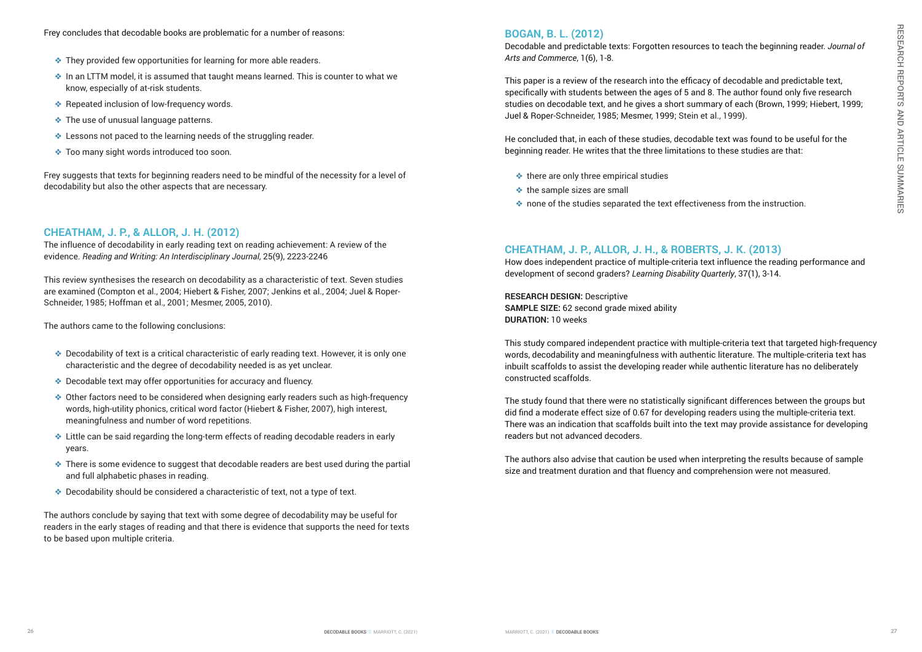Frey concludes that decodable books are problematic for a number of reasons:

- They provided few opportunities for learning for more able readers.
- In an LTTM model, it is assumed that taught means learned. This is counter to what we know, especially of at-risk students.
- Repeated inclusion of low-frequency words.
- The use of unusual language patterns.
- Lessons not paced to the learning needs of the struggling reader.
- Too many sight words introduced too soon.

Frey suggests that texts for beginning readers need to be mindful of the necessity for a level of decodability but also the other aspects that are necessary.

## CHEATHAM, J. P., & ALLOR, J. H. (2012)

The influence of decodability in early reading text on reading achievement: A review of the evidence. *Reading and Writing: An Interdisciplinary Journal*, 25(9), 2223-2246

This review synthesises the research on decodability as a characteristic of text. Seven studies are examined (Compton et al., 2004; Hiebert & Fisher, 2007; Jenkins et al., 2004; Juel & Roper-Schneider, 1985; Hoffman et al., 2001; Mesmer, 2005, 2010).

The authors came to the following conclusions:

- Decodability of text is a critical characteristic of early reading text. However, it is only one characteristic and the degree of decodability needed is as yet unclear.
- Decodable text may offer opportunities for accuracy and fluency.
- Other factors need to be considered when designing early readers such as high-frequency words, high-utility phonics, critical word factor (Hiebert & Fisher, 2007), high interest, meaningfulness and number of word repetitions.
- Little can be said regarding the long-term effects of reading decodable readers in early years.
- There is some evidence to suggest that decodable readers are best used during the partial and full alphabetic phases in reading.
- Decodability should be considered a characteristic of text, not a type of text.

The authors conclude by saying that text with some degree of decodability may be useful for readers in the early stages of reading and that there is evidence that supports the need for texts to be based upon multiple criteria.

## BOGAN, B. L. (2012)

Decodable and predictable texts: Forgotten resources to teach the beginning reader. *Journal of Arts and Commerce*, 1(6), 1-8.

This paper is a review of the research into the efficacy of decodable and predictable text, specifically with students between the ages of 5 and 8. The author found only five research studies on decodable text, and he gives a short summary of each (Brown, 1999; Hiebert, 1999; Juel & Roper-Schneider, 1985; Mesmer, 1999; Stein et al., 1999).

He concluded that, in each of these studies, decodable text was found to be useful for the beginning reader. He writes that the three limitations to these studies are that:

- there are only three empirical studies
- the sample sizes are small
- none of the studies separated the text effectiveness from the instruction.

## CHEATHAM, J. P., ALLOR, J. H., & ROBERTS, J. K. (2013)

How does independent practice of multiple-criteria text influence the reading performance and development of second graders? *Learning Disability Quarterly*, 37(1), 3-14.

**RESEARCH DESIGN:** Descriptive
**SAMPLE SIZE:** 62 second grade mixed ability
**DURATION:** 10 weeks

This study compared independent practice with multiple-criteria text that targeted high-frequency words, decodability and meaningfulness with authentic literature. The multiple-criteria text has inbuilt scaffolds to assist the developing reader while authentic literature has no deliberately constructed scaffolds.

The study found that there were no statistically significant differences between the groups but did find a moderate effect size of 0.67 for developing readers using the multiple-criteria text. There was an indication that scaffolds built into the text may provide assistance for developing readers but not advanced decoders.

The authors also advise that caution be used when interpreting the results because of sample size and treatment duration and that fluency and comprehension were not measured.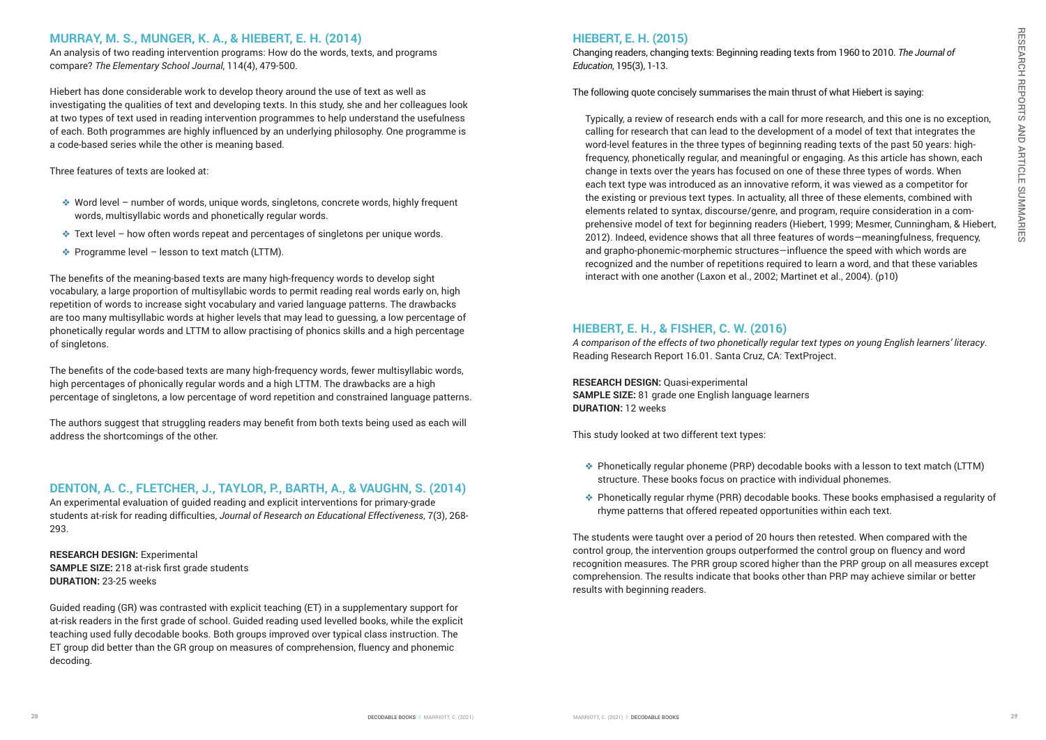## MURRAY, M. S., MUNGER, K. A., & HIEBERT, E. H. (2014)

An analysis of two reading intervention programs: How do the words, texts, and programs compare? *The Elementary School Journal*, 114(4), 479-500.

Hiebert has done considerable work to develop theory around the use of text as well as investigating the qualities of text and developing texts. In this study, she and her colleagues look at two types of text used in reading intervention programmes to help understand the usefulness of each. Both programmes are highly influenced by an underlying philosophy. One programme is a code-based series while the other is meaning based.

Three features of texts are looked at:

- Word level – number of words, unique words, singletons, concrete words, highly frequent words, multisyllabic words and phonetically regular words.
- Text level – how often words repeat and percentages of singletons per unique words.
- Programme level – lesson to text match (LTTM).

The benefits of the meaning-based texts are many high-frequency words to develop sight vocabulary, a large proportion of multisyllabic words to permit reading real words early on, high repetition of words to increase sight vocabulary and varied language patterns. The drawbacks are too many multisyllabic words at higher levels that may lead to guessing, a low percentage of phonetically regular words and LTTM to allow practising of phonics skills and a high percentage of singletons.

The benefits of the code-based texts are many high-frequency words, fewer multisyllabic words, high percentages of phonically regular words and a high LTTM. The drawbacks are a high percentage of singletons, a low percentage of word repetition and constrained language patterns.

The authors suggest that struggling readers may benefit from both texts being used as each will address the shortcomings of the other.

## DENTON, A. C., FLETCHER, J., TAYLOR, P., BARTH, A., & VAUGHN, S. (2014)

An experimental evaluation of guided reading and explicit interventions for primary-grade students at-risk for reading difficulties, *Journal of Research on Educational Effectiveness*, 7(3), 268-293.

**RESEARCH DESIGN:** Experimental
**SAMPLE SIZE:** 218 at-risk first grade students
**DURATION:** 23-25 weeks

Guided reading (GR) was contrasted with explicit teaching (ET) in a supplementary support for at-risk readers in the first grade of school. Guided reading used levelled books, while the explicit teaching used fully decodable books. Both groups improved over typical class instruction. The ET group did better than the GR group on measures of comprehension, fluency and phonemic decoding.

## HIEBERT, E. H. (2015)

Changing readers, changing texts: Beginning reading texts from 1960 to 2010. *The Journal of Education*, 195(3), 1-13.

The following quote concisely summarises the main thrust of what Hiebert is saying:

> Typically, a review of research ends with a call for more research, and this one is no exception, calling for research that can lead to the development of a model of text that integrates the word-level features in the three types of beginning reading texts of the past 50 years: high-frequency, phonetically regular, and meaningful or engaging. As this article has shown, each change in texts over the years has focused on one of these three types of words. When each text type was introduced as an innovative reform, it was viewed as a competitor for the existing or previous text types. In actuality, all three of these elements, combined with elements related to syntax, discourse/genre, and program, require consideration in a comprehensive model of text for beginning readers (Hiebert, 1999; Mesmer, Cunningham, & Hiebert, 2012). Indeed, evidence shows that all three features of words—meaningfulness, frequency, and grapho-phonemic-morphemic structures—influence the speed with which words are recognized and the number of repetitions required to learn a word, and that these variables interact with one another (Laxon et al., 2002; Martinet et al., 2004). (p10)

## HIEBERT, E. H., & FISHER, C. W. (2016)

*A comparison of the effects of two phonetically regular text types on young English learners' literacy*. Reading Research Report 16.01. Santa Cruz, CA: TextProject.

**RESEARCH DESIGN:** Quasi-experimental
**SAMPLE SIZE:** 81 grade one English language learners
**DURATION:** 12 weeks

This study looked at two different text types:

- Phonetically regular phoneme (PRP) decodable books with a lesson to text match (LTTM) structure. These books focus on practice with individual phonemes.
- Phonetically regular rhyme (PRR) decodable books. These books emphasised a regularity of rhyme patterns that offered repeated opportunities within each text.

The students were taught over a period of 20 hours then retested. When compared with the control group, the intervention groups outperformed the control group on fluency and word recognition measures. The PRR group scored higher than the PRP group on all measures except comprehension. The results indicate that books other than PRP may achieve similar or better results with beginning readers.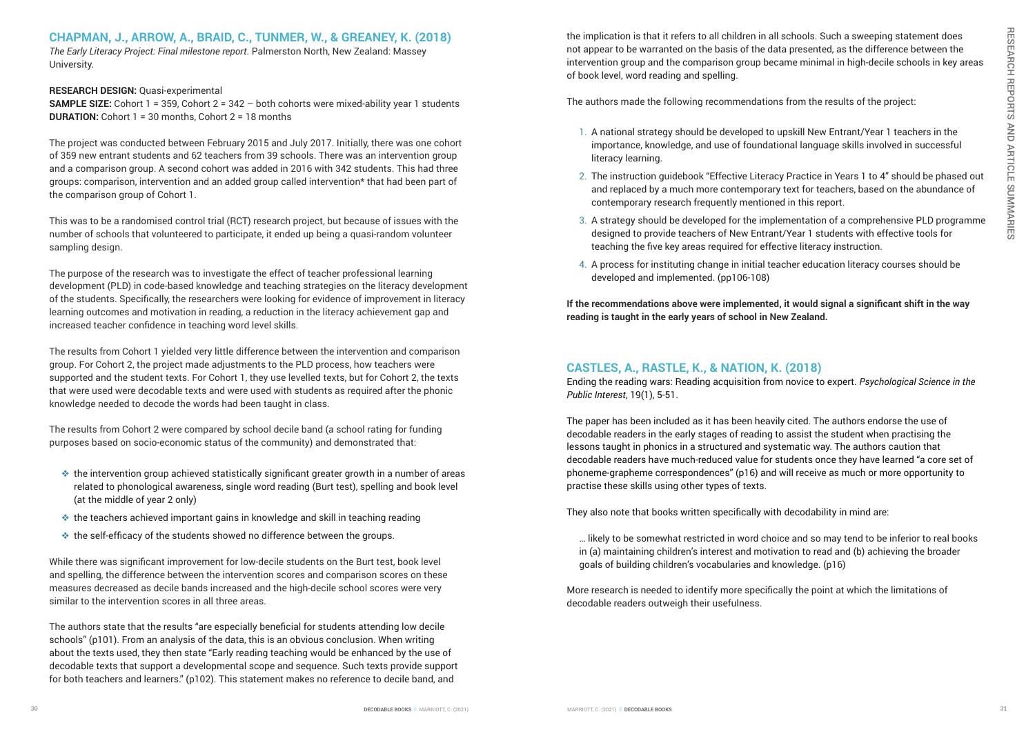## CHAPMAN, J., ARROW, A., BRAID, C., TUNMER, W., & GREANEY, K. (2018)

*The Early Literacy Project: Final milestone report*. Palmerston North, New Zealand: Massey University.

**RESEARCH DESIGN:** Quasi-experimental
**SAMPLE SIZE:** Cohort 1 = 359, Cohort 2 = 342 – both cohorts were mixed-ability year 1 students
**DURATION:** Cohort 1 = 30 months, Cohort 2 = 18 months

The project was conducted between February 2015 and July 2017. Initially, there was one cohort of 359 new entrant students and 62 teachers from 39 schools. There was an intervention group and a comparison group. A second cohort was added in 2016 with 342 students. This had three groups: comparison, intervention and an added group called intervention* that had been part of the comparison group of Cohort 1.

This was to be a randomised control trial (RCT) research project, but because of issues with the number of schools that volunteered to participate, it ended up being a quasi-random volunteer sampling design.

The purpose of the research was to investigate the effect of teacher professional learning development (PLD) in code-based knowledge and teaching strategies on the literacy development of the students. Specifically, the researchers were looking for evidence of improvement in literacy learning outcomes and motivation in reading, a reduction in the literacy achievement gap and increased teacher confidence in teaching word level skills.

The results from Cohort 1 yielded very little difference between the intervention and comparison group. For Cohort 2, the project made adjustments to the PLD process, how teachers were supported and the student texts. For Cohort 1, they use levelled texts, but for Cohort 2, the texts that were used were decodable texts and were used with students as required after the phonic knowledge needed to decode the words had been taught in class.

The results from Cohort 2 were compared by school decile band (a school rating for funding purposes based on socio-economic status of the community) and demonstrated that:

- the intervention group achieved statistically significant greater growth in a number of areas related to phonological awareness, single word reading (Burt test), spelling and book level (at the middle of year 2 only)
- the teachers achieved important gains in knowledge and skill in teaching reading
- the self-efficacy of the students showed no difference between the groups.

While there was significant improvement for low-decile students on the Burt test, book level and spelling, the difference between the intervention scores and comparison scores on these measures decreased as decile bands increased and the high-decile school scores were very similar to the intervention scores in all three areas.

The authors state that the results "are especially beneficial for students attending low decile schools" (p101). From an analysis of the data, this is an obvious conclusion. When writing about the texts used, they then state "Early reading teaching would be enhanced by the use of decodable texts that support a developmental scope and sequence. Such texts provide support for both teachers and learners." (p102). This statement makes no reference to decile band, and the implication is that it refers to all children in all schools. Such a sweeping statement does not appear to be warranted on the basis of the data presented, as the difference between the intervention group and the comparison group became minimal in high-decile schools in key areas of book level, word reading and spelling.

The authors made the following recommendations from the results of the project:

1. A national strategy should be developed to upskill New Entrant/Year 1 teachers in the importance, knowledge, and use of foundational language skills involved in successful literacy learning.
2. The instruction guidebook "Effective Literacy Practice in Years 1 to 4" should be phased out and replaced by a much more contemporary text for teachers, based on the abundance of contemporary research frequently mentioned in this report.
3. A strategy should be developed for the implementation of a comprehensive PLD programme designed to provide teachers of New Entrant/Year 1 students with effective tools for teaching the five key areas required for effective literacy instruction.
4. A process for instituting change in initial teacher education literacy courses should be developed and implemented. (pp106-108)

**If the recommendations above were implemented, it would signal a significant shift in the way reading is taught in the early years of school in New Zealand.**

## CASTLES, A., RASTLE, K., & NATION, K. (2018)

Ending the reading wars: Reading acquisition from novice to expert. *Psychological Science in the Public Interest*, 19(1), 5-51.

The paper has been included as it has been heavily cited. The authors endorse the use of decodable readers in the early stages of reading to assist the student when practising the lessons taught in phonics in a structured and systematic way. The authors caution that decodable readers have much-reduced value for students once they have learned "a core set of phoneme-grapheme correspondences" (p16) and will receive as much or more opportunity to practise these skills using other types of texts.

They also note that books written specifically with decodability in mind are:

> … likely to be somewhat restricted in word choice and so may tend to be inferior to real books in (a) maintaining children's interest and motivation to read and (b) achieving the broader goals of building children's vocabularies and knowledge. (p16)

More research is needed to identify more specifically the point at which the limitations of decodable readers outweigh their usefulness.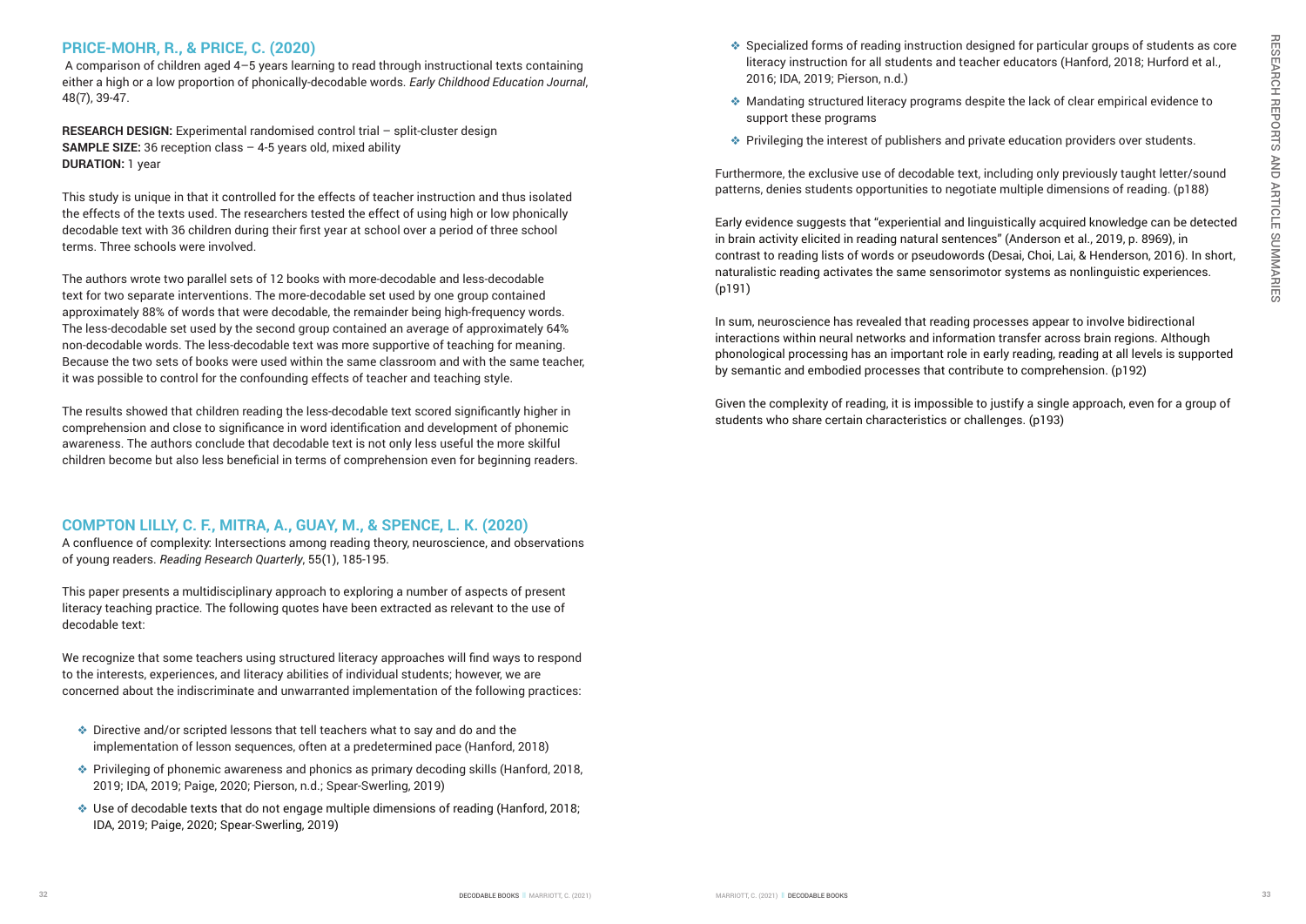## PRICE-MOHR, R., & PRICE, C. (2020)

A comparison of children aged 4–5 years learning to read through instructional texts containing either a high or a low proportion of phonically-decodable words. *Early Childhood Education Journal*, 48(7), 39-47.

**RESEARCH DESIGN:** Experimental randomised control trial – split-cluster design
**SAMPLE SIZE:** 36 reception class – 4-5 years old, mixed ability
**DURATION:** 1 year

This study is unique in that it controlled for the effects of teacher instruction and thus isolated the effects of the texts used. The researchers tested the effect of using high or low phonically decodable text with 36 children during their first year at school over a period of three school terms. Three schools were involved.

The authors wrote two parallel sets of 12 books with more-decodable and less-decodable text for two separate interventions. The more-decodable set used by one group contained approximately 88% of words that were decodable, the remainder being high-frequency words. The less-decodable set used by the second group contained an average of approximately 64% non-decodable words. The less-decodable text was more supportive of teaching for meaning. Because the two sets of books were used within the same classroom and with the same teacher, it was possible to control for the confounding effects of teacher and teaching style.

The results showed that children reading the less-decodable text scored significantly higher in comprehension and close to significance in word identification and development of phonemic awareness. The authors conclude that decodable text is not only less useful the more skilful children become but also less beneficial in terms of comprehension even for beginning readers.

## COMPTON LILLY, C. F., MITRA, A., GUAY, M., & SPENCE, L. K. (2020)

A confluence of complexity: Intersections among reading theory, neuroscience, and observations of young readers. *Reading Research Quarterly*, 55(1), 185-195.

This paper presents a multidisciplinary approach to exploring a number of aspects of present literacy teaching practice. The following quotes have been extracted as relevant to the use of decodable text:

We recognize that some teachers using structured literacy approaches will find ways to respond to the interests, experiences, and literacy abilities of individual students; however, we are concerned about the indiscriminate and unwarranted implementation of the following practices:

- Directive and/or scripted lessons that tell teachers what to say and do and the implementation of lesson sequences, often at a predetermined pace (Hanford, 2018)
- Privileging of phonemic awareness and phonics as primary decoding skills (Hanford, 2018, 2019; IDA, 2019; Paige, 2020; Pierson, n.d.; Spear-Swerling, 2019)
- Use of decodable texts that do not engage multiple dimensions of reading (Hanford, 2018; IDA, 2019; Paige, 2020; Spear-Swerling, 2019)
- Specialized forms of reading instruction designed for particular groups of students as core literacy instruction for all students and teacher educators (Hanford, 2018; Hurford et al., 2016; IDA, 2019; Pierson, n.d.)
- Mandating structured literacy programs despite the lack of clear empirical evidence to support these programs
- Privileging the interest of publishers and private education providers over students.

Furthermore, the exclusive use of decodable text, including only previously taught letter/sound patterns, denies students opportunities to negotiate multiple dimensions of reading. (p188)

Early evidence suggests that "experiential and linguistically acquired knowledge can be detected in brain activity elicited in reading natural sentences" (Anderson et al., 2019, p. 8969), in contrast to reading lists of words or pseudowords (Desai, Choi, Lai, & Henderson, 2016). In short, naturalistic reading activates the same sensorimotor systems as nonlinguistic experiences. (p191)

In sum, neuroscience has revealed that reading processes appear to involve bidirectional interactions within neural networks and information transfer across brain regions. Although phonological processing has an important role in early reading, reading at all levels is supported by semantic and embodied processes that contribute to comprehension. (p192)

Given the complexity of reading, it is impossible to justify a single approach, even for a group of students who share certain characteristics or challenges. (p193)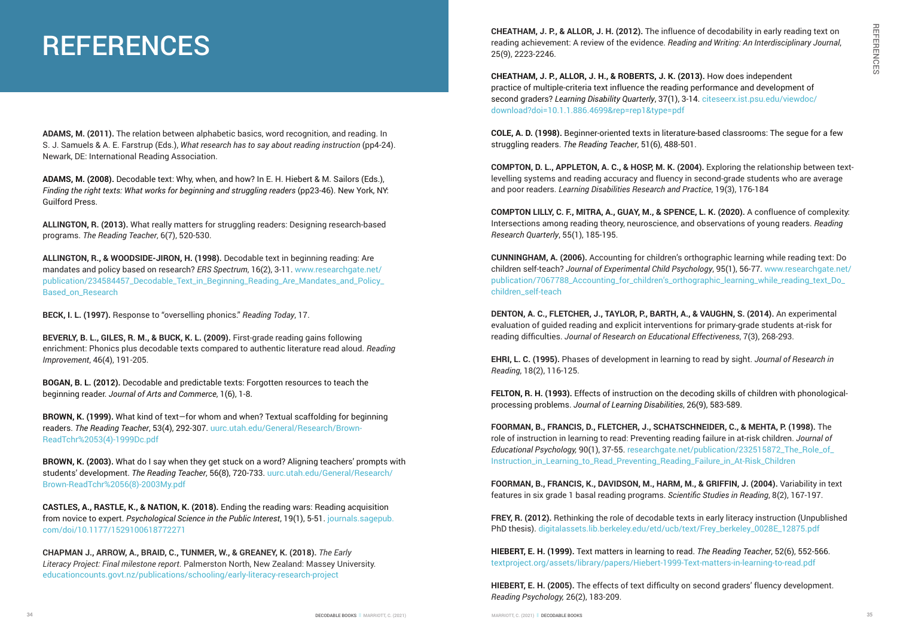# REFERENCES

**ADAMS, M. (2011).** The relation between alphabetic basics, word recognition, and reading. In S. J. Samuels & A. E. Farstrup (Eds.), *What research has to say about reading instruction* (pp4-24). Newark, DE: International Reading Association.

**ADAMS, M. (2008).** Decodable text: Why, when, and how? In E. H. Hiebert & M. Sailors (Eds.), *Finding the right texts: What works for beginning and struggling readers* (pp23-46). New York, NY: Guilford Press.

**ALLINGTON, R. (2013).** What really matters for struggling readers: Designing research-based programs. *The Reading Teacher*, 6(7), 520-530.

**ALLINGTON, R., & WOODSIDE-JIRON, H. (1998).** Decodable text in beginning reading: Are mandates and policy based on research? *ERS Spectrum*, 16(2), 3-11. www.researchgate.net/publication/234584457_Decodable_Text_in_Beginning_Reading_Are_Mandates_and_Policy_Based_on_Research

**BECK, I. L. (1997).** Response to "overselling phonics." *Reading Today*, 17.

**BEVERLY, B. L., GILES, R. M., & BUCK, K. L. (2009).** First-grade reading gains following enrichment: Phonics plus decodable texts compared to authentic literature read aloud. *Reading Improvement*, 46(4), 191-205.

**BOGAN, B. L. (2012).** Decodable and predictable texts: Forgotten resources to teach the beginning reader. *Journal of Arts and Commerce*, 1(6), 1-8.

**BROWN, K. (1999).** What kind of text—for whom and when? Textual scaffolding for beginning readers. *The Reading Teacher*, 53(4), 292-307. uurc.utah.edu/General/Research/Brown-ReadTchr%2053(4)-1999Dc.pdf

**BROWN, K. (2003).** What do I say when they get stuck on a word? Aligning teachers' prompts with students' development. *The Reading Teacher*, 56(8), 720-733. uurc.utah.edu/General/Research/Brown-ReadTchr%2056(8)-2003My.pdf

**CASTLES, A., RASTLE, K., & NATION, K. (2018).** Ending the reading wars: Reading acquisition from novice to expert. *Psychological Science in the Public Interest*, 19(1), 5-51. journals.sagepub.com/doi/10.1177/1529100618772271

**CHAPMAN J., ARROW, A., BRAID, C., TUNMER, W., & GREANEY, K. (2018).** *The Early Literacy Project: Final milestone report*. Palmerston North, New Zealand: Massey University. educationcounts.govt.nz/publications/schooling/early-literacy-research-project

**CHEATHAM, J. P., & ALLOR, J. H. (2012).** The influence of decodability in early reading text on reading achievement: A review of the evidence. *Reading and Writing: An Interdisciplinary Journal*, 25(9), 2223-2246.

**CHEATHAM, J. P., ALLOR, J. H., & ROBERTS, J. K. (2013).** How does independent practice of multiple-criteria text influence the reading performance and development of second graders? *Learning Disability Quarterly*, 37(1), 3-14. citeseerx.ist.psu.edu/viewdoc/download?doi=10.1.1.886.4699&rep=rep1&type=pdf

**COLE, A. D. (1998).** Beginner-oriented texts in literature-based classrooms: The segue for a few struggling readers. *The Reading Teacher*, 51(6), 488-501.

**COMPTON, D. L., APPLETON, A. C., & HOSP, M. K. (2004).** Exploring the relationship between text-levelling systems and reading accuracy and fluency in second-grade students who are average and poor readers. *Learning Disabilities Research and Practice*, 19(3), 176-184

**COMPTON LILLY, C. F., MITRA, A., GUAY, M., & SPENCE, L. K. (2020).** A confluence of complexity: Intersections among reading theory, neuroscience, and observations of young readers. *Reading Research Quarterly*, 55(1), 185-195.

**CUNNINGHAM, A. (2006).** Accounting for children's orthographic learning while reading text: Do children self-teach? *Journal of Experimental Child Psychology*, 95(1), 56-77. www.researchgate.net/publication/7067788_Accounting_for_children's_orthographic_learning_while_reading_text_Do_children_self-teach

**DENTON, A. C., FLETCHER, J., TAYLOR, P., BARTH, A., & VAUGHN, S. (2014).** An experimental evaluation of guided reading and explicit interventions for primary-grade students at-risk for reading difficulties. *Journal of Research on Educational Effectiveness*, 7(3), 268-293.

**EHRI, L. C. (1995).** Phases of development in learning to read by sight. *Journal of Research in Reading*, 18(2), 116-125.

**FELTON, R. H. (1993).** Effects of instruction on the decoding skills of children with phonological-processing problems. *Journal of Learning Disabilities*, 26(9), 583-589.

**FOORMAN, B., FRANCIS, D., FLETCHER, J., SCHATSCHNEIDER, C., & MEHTA, P. (1998).** The role of instruction in learning to read: Preventing reading failure in at-risk children. *Journal of Educational Psychology,* 90(1), 37-55. researchgate.net/publication/232515872_The_Role_of_Instruction_in_Learning_to_Read_Preventing_Reading_Failure_in_At-Risk_Children

**FOORMAN, B., FRANCIS, K., DAVIDSON, M., HARM, M., & GRIFFIN, J. (2004).** Variability in text features in six grade 1 basal reading programs. *Scientific Studies in Reading*, 8(2), 167-197.

**FREY, R. (2012).** Rethinking the role of decodable texts in early literacy instruction (Unpublished PhD thesis). digitalassets.lib.berkeley.edu/etd/ucb/text/Frey_berkeley_0028E_12875.pdf

**HIEBERT, E. H. (1999).** Text matters in learning to read. *The Reading Teacher*, 52(6), 552-566. textproject.org/assets/library/papers/Hiebert-1999-Text-matters-in-learning-to-read.pdf

**HIEBERT, E. H. (2005).** The effects of text difficulty on second graders' fluency development. *Reading Psychology,* 26(2), 183-209.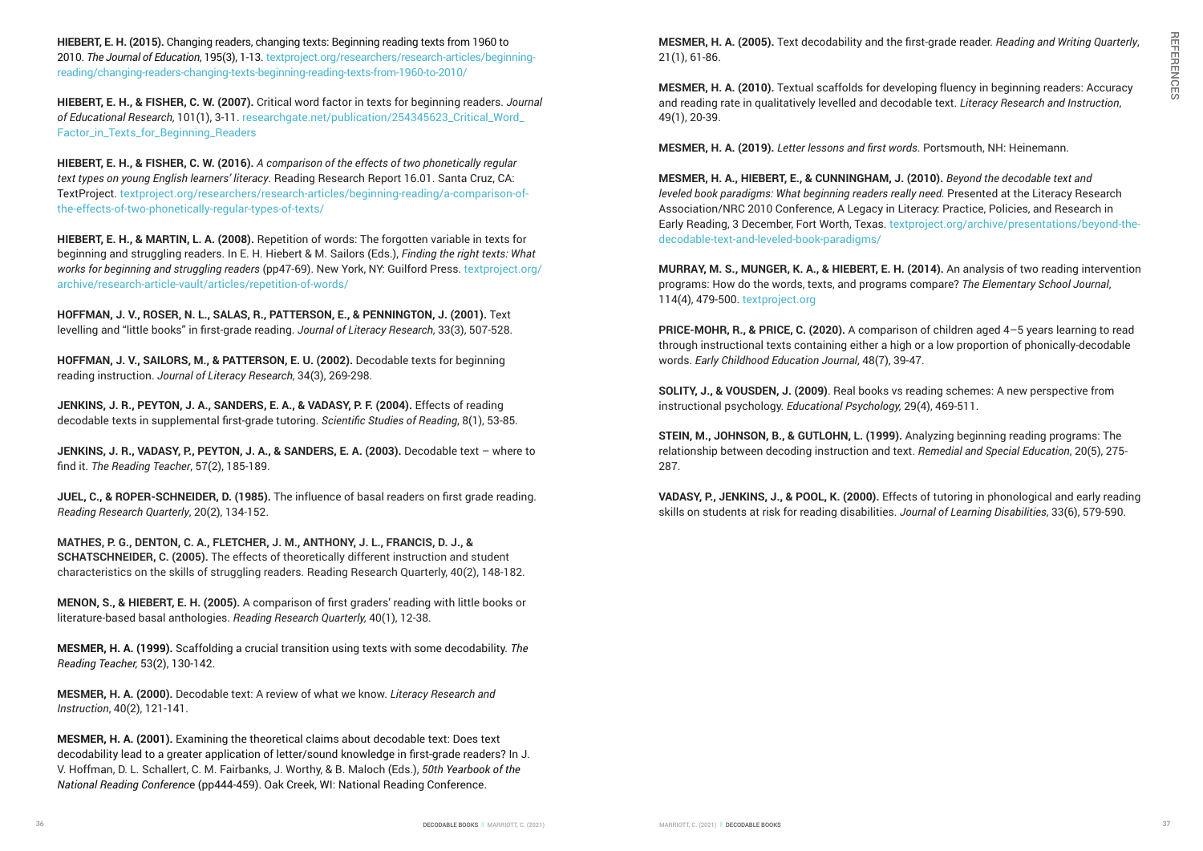**HIEBERT, E. H. (2015).** Changing readers, changing texts: Beginning reading texts from 1960 to 2010. *The Journal of Education*, 195(3), 1-13. textproject.org/researchers/research-articles/beginning-reading/changing-readers-changing-texts-beginning-reading-texts-from-1960-to-2010/

**HIEBERT, E. H., & FISHER, C. W. (2007).** Critical word factor in texts for beginning readers. *Journal of Educational Research,* 101(1), 3-11. researchgate.net/publication/254345623_Critical_Word_Factor_in_Texts_for_Beginning_Readers

**HIEBERT, E. H., & FISHER, C. W. (2016).** *A comparison of the effects of two phonetically regular text types on young English learners' literacy*. Reading Research Report 16.01. Santa Cruz, CA: TextProject. textproject.org/researchers/research-articles/beginning-reading/a-comparison-of-the-effects-of-two-phonetically-regular-types-of-texts/

**HIEBERT, E. H., & MARTIN, L. A. (2008).** Repetition of words: The forgotten variable in texts for beginning and struggling readers. In E. H. Hiebert & M. Sailors (Eds.), *Finding the right texts: What works for beginning and struggling readers* (pp47-69). New York, NY: Guilford Press. textproject.org/archive/research-article-vault/articles/repetition-of-words/

**HOFFMAN, J. V., ROSER, N. L., SALAS, R., PATTERSON, E., & PENNINGTON, J. (2001).** Text levelling and "little books" in first-grade reading. *Journal of Literacy Research*, 33(3), 507-528.

**HOFFMAN, J. V., SAILORS, M., & PATTERSON, E. U. (2002).** Decodable texts for beginning reading instruction. *Journal of Literacy Research*, 34(3), 269-298.

**JENKINS, J. R., PEYTON, J. A., SANDERS, E. A., & VADASY, P. F. (2004).** Effects of reading decodable texts in supplemental first-grade tutoring. *Scientific Studies of Reading*, 8(1), 53-85.

**JENKINS, J. R., VADASY, P., PEYTON, J. A., & SANDERS, E. A. (2003).** Decodable text – where to find it. *The Reading Teacher*, 57(2), 185-189.

**JUEL, C., & ROPER-SCHNEIDER, D. (1985).** The influence of basal readers on first grade reading. *Reading Research Quarterly*, 20(2), 134-152.

**MATHES, P. G., DENTON, C. A., FLETCHER, J. M., ANTHONY, J. L., FRANCIS, D. J., & SCHATSCHNEIDER, C. (2005).** The effects of theoretically different instruction and student characteristics on the skills of struggling readers. Reading Research Quarterly, 40(2), 148-182.

**MENON, S., & HIEBERT, E. H. (2005).** A comparison of first graders' reading with little books or literature-based basal anthologies. *Reading Research Quarterly,* 40(1), 12-38.

**MESMER, H. A. (1999).** Scaffolding a crucial transition using texts with some decodability. *The Reading Teacher,* 53(2), 130-142.

**MESMER, H. A. (2000).** Decodable text: A review of what we know. *Literacy Research and Instruction*, 40(2), 121-141.

**MESMER, H. A. (2001).** Examining the theoretical claims about decodable text: Does text decodability lead to a greater application of letter/sound knowledge in first-grade readers? In J. V. Hoffman, D. L. Schallert, C. M. Fairbanks, J. Worthy, & B. Maloch (Eds.), *50th Yearbook of the National Reading Conference* (pp444-459). Oak Creek, WI: National Reading Conference.

**MESMER, H. A. (2005).** Text decodability and the first-grade reader. *Reading and Writing Quarterly*, 21(1), 61-86.

**MESMER, H. A. (2010).** Textual scaffolds for developing fluency in beginning readers: Accuracy and reading rate in qualitatively levelled and decodable text. *Literacy Research and Instruction*, 49(1), 20-39.

**MESMER, H. A. (2019).** *Letter lessons and first words*. Portsmouth, NH: Heinemann.

**MESMER, H. A., HIEBERT, E., & CUNNINGHAM, J. (2010).** *Beyond the decodable text and leveled book paradigms: What beginning readers really need.* Presented at the Literacy Research Association/NRC 2010 Conference, A Legacy in Literacy: Practice, Policies, and Research in Early Reading, 3 December, Fort Worth, Texas. textproject.org/archive/presentations/beyond-the-decodable-text-and-leveled-book-paradigms/

**MURRAY, M. S., MUNGER, K. A., & HIEBERT, E. H. (2014).** An analysis of two reading intervention programs: How do the words, texts, and programs compare? *The Elementary School Journal*, 114(4), 479-500. textproject.org

**PRICE-MOHR, R., & PRICE, C. (2020).** A comparison of children aged 4–5 years learning to read through instructional texts containing either a high or a low proportion of phonically-decodable words. *Early Childhood Education Journal*, 48(7), 39-47.

**SOLITY, J., & VOUSDEN, J. (2009)**. Real books vs reading schemes: A new perspective from instructional psychology. *Educational Psychology,* 29(4), 469-511.

**STEIN, M., JOHNSON, B., & GUTLOHN, L. (1999).** Analyzing beginning reading programs: The relationship between decoding instruction and text. *Remedial and Special Education*, 20(5), 275-287.

**VADASY, P., JENKINS, J., & POOL, K. (2000).** Effects of tutoring in phonological and early reading skills on students at risk for reading disabilities. *Journal of Learning Disabilities*, 33(6), 579-590.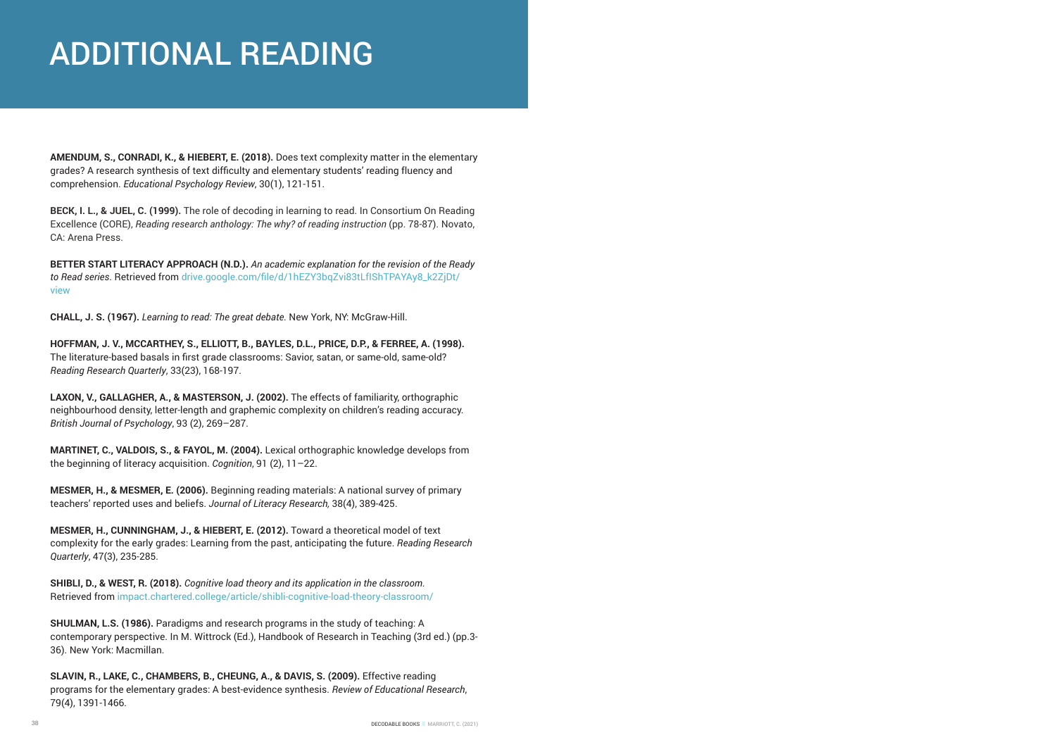# ADDITIONAL READING

**AMENDUM, S., CONRADI, K., & HIEBERT, E. (2018).** Does text complexity matter in the elementary grades? A research synthesis of text difficulty and elementary students' reading fluency and comprehension. *Educational Psychology Review*, 30(1), 121-151.

**BECK, I. L., & JUEL, C. (1999).** The role of decoding in learning to read. In Consortium On Reading Excellence (CORE), *Reading research anthology: The why? of reading instruction* (pp. 78-87). Novato, CA: Arena Press.

**BETTER START LITERACY APPROACH (N.D.).** *An academic explanation for the revision of the Ready to Read series.* Retrieved from drive.google.com/file/d/1hEZY3bqZvi83tLfIShTPAYAy8_k2ZjDt/view

**CHALL, J. S. (1967).** *Learning to read: The great debate.* New York, NY: McGraw-Hill.

**HOFFMAN, J. V., MCCARTHEY, S., ELLIOTT, B., BAYLES, D.L., PRICE, D.P., & FERREE, A. (1998).** The literature-based basals in first grade classrooms: Savior, satan, or same-old, same-old? *Reading Research Quarterly*, 33(23), 168-197.

**LAXON, V., GALLAGHER, A., & MASTERSON, J. (2002).** The effects of familiarity, orthographic neighbourhood density, letter-length and graphemic complexity on children's reading accuracy. *British Journal of Psychology*, 93 (2), 269–287.

**MARTINET, C., VALDOIS, S., & FAYOL, M. (2004).** Lexical orthographic knowledge develops from the beginning of literacy acquisition. *Cognition*, 91 (2), 11–22.

**MESMER, H., & MESMER, E. (2006).** Beginning reading materials: A national survey of primary teachers' reported uses and beliefs. *Journal of Literacy Research,* 38(4), 389-425.

**MESMER, H., CUNNINGHAM, J., & HIEBERT, E. (2012).** Toward a theoretical model of text complexity for the early grades: Learning from the past, anticipating the future. *Reading Research Quarterly*, 47(3), 235-285.

**SHIBLI, D., & WEST, R. (2018).** *Cognitive load theory and its application in the classroom.* Retrieved from impact.chartered.college/article/shibli-cognitive-load-theory-classroom/

**SHULMAN, L.S. (1986).** Paradigms and research programs in the study of teaching: A contemporary perspective. In M. Wittrock (Ed.), Handbook of Research in Teaching (3rd ed.) (pp.3-36). New York: Macmillan.

**SLAVIN, R., LAKE, C., CHAMBERS, B., CHEUNG, A., & DAVIS, S. (2009).** Effective reading programs for the elementary grades: A best-evidence synthesis. *Review of Educational Research*, 79(4), 1391-1466.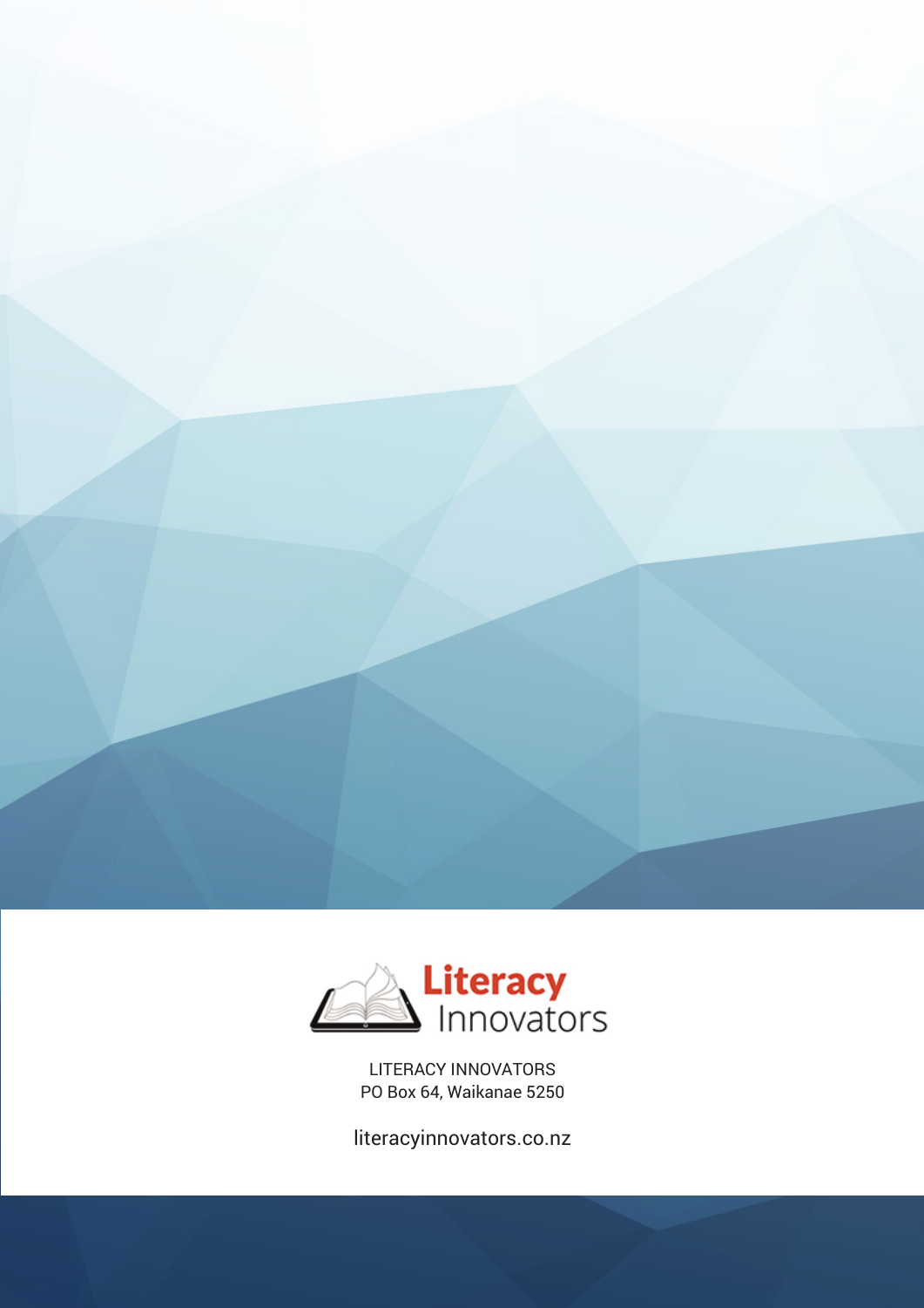LITERACY INNOVATORS
PO Box 64, Waikanae 5250

literacyinnovators.co.nz